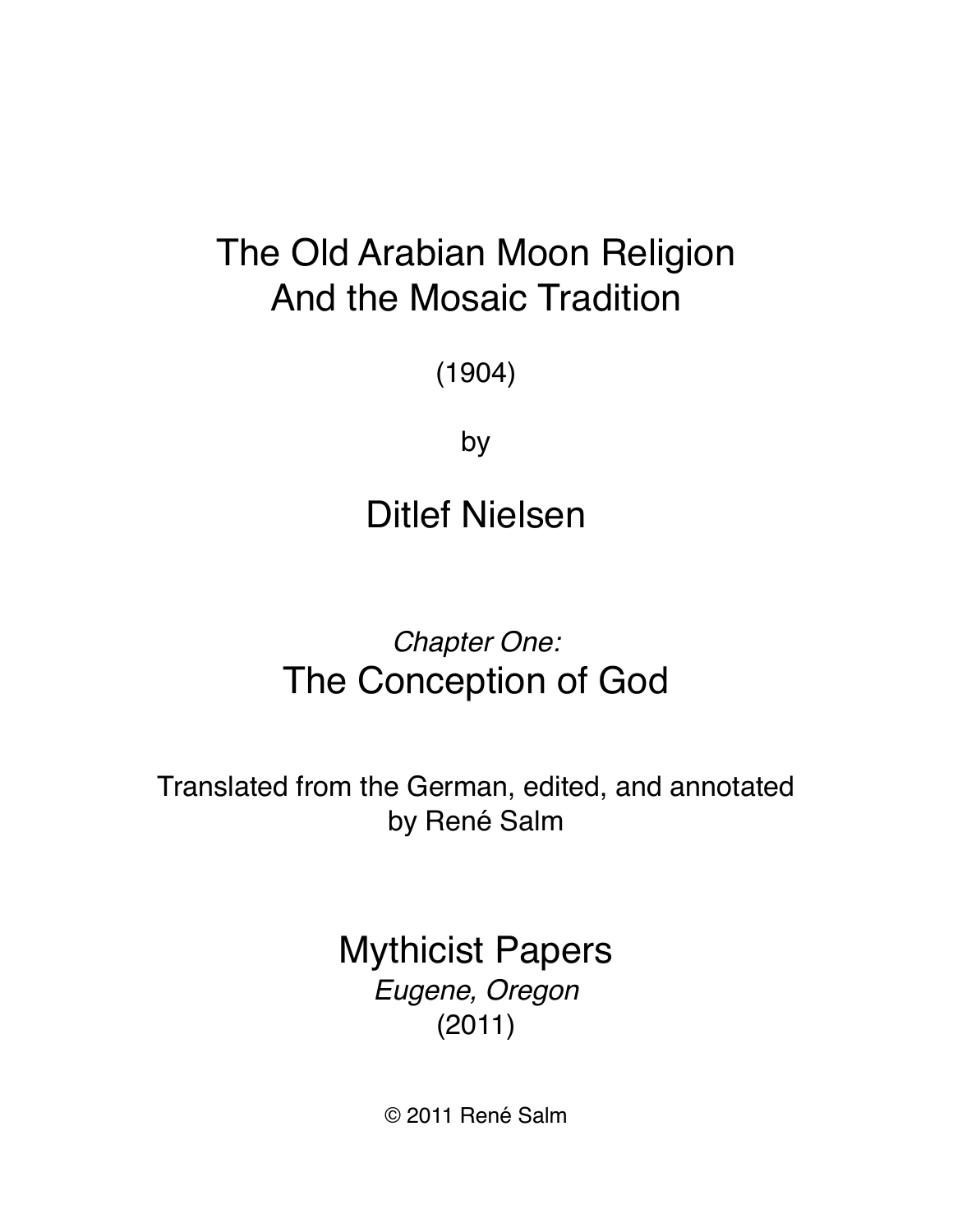# The Old Arabian Moon Religion And the Mosaic Tradition

(1904)

by

## Ditlef Nielsen

*Chapter One:*

## The Conception of God

Translated from the German, edited, and annotated by René Salm

Mythicist Papers

*Eugene, Oregon*

(2011)

© 2011 René Salm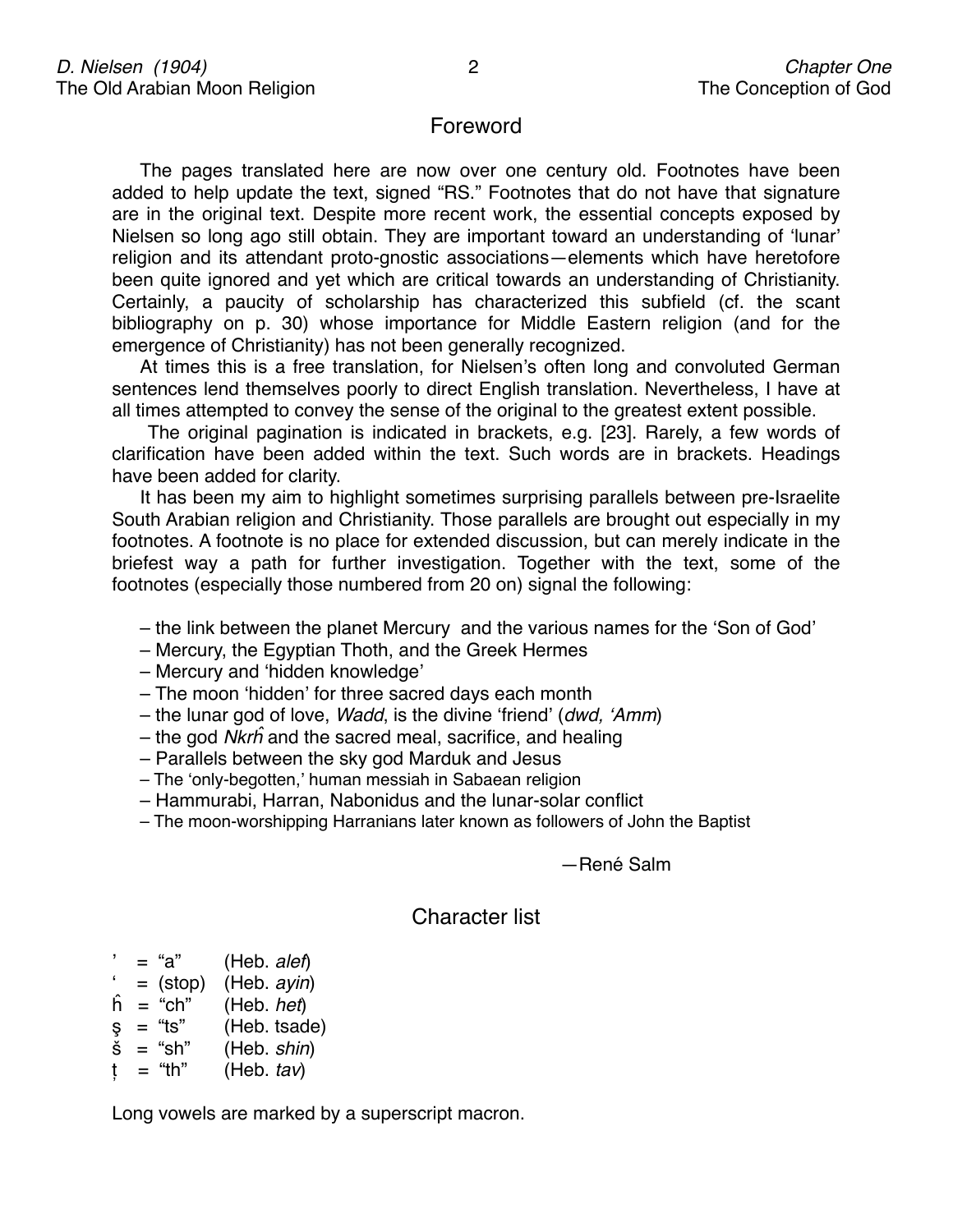## Foreword

The pages translated here are now over one century old. Footnotes have been added to help update the text, signed "RS." Footnotes that do not have that signature are in the original text. Despite more recent work, the essential concepts exposed by Nielsen so long ago still obtain. They are important toward an understanding of 'lunar' religion and its attendant proto-gnostic associations—elements which have heretofore been quite ignored and yet which are critical towards an understanding of Christianity. Certainly, a paucity of scholarship has characterized this subfield (cf. the scant bibliography on p. 30) whose importance for Middle Eastern religion (and for the emergence of Christianity) has not been generally recognized.

At times this is a free translation, for Nielsen's often long and convoluted German sentences lend themselves poorly to direct English translation. Nevertheless, I have at all times attempted to convey the sense of the original to the greatest extent possible.

The original pagination is indicated in brackets, e.g. [23]. Rarely, a few words of clarification have been added within the text. Such words are in brackets. Headings have been added for clarity.

It has been my aim to highlight sometimes surprising parallels between pre-Israelite South Arabian religion and Christianity. Those parallels are brought out especially in my footnotes. A footnote is no place for extended discussion, but can merely indicate in the briefest way a path for further investigation. Together with the text, some of the footnotes (especially those numbered from 20 on) signal the following:

- the link between the planet Mercury and the various names for the 'Son of God'
- Mercury, the Egyptian Thoth, and the Greek Hermes
- Mercury and 'hidden knowledge'
- The moon 'hidden' for three sacred days each month
- the lunar god of love, *Wadd*, is the divine 'friend' (*dwd, 'Amm*)
- the god *Nkrĥ* and the sacred meal, sacrifice, and healing
- Parallels between the sky god Marduk and Jesus
- The 'only-begotten,' human messiah in Sabaean religion
- Hammurabi, Harran, Nabonidus and the lunar-solar conflict
- The moon-worshipping Harranians later known as followers of John the Baptist

—René Salm

## Character list

’ = "a" (Heb. *alef*)
‘ = (stop) (Heb. *ayin*)
ĥ = "ch" (Heb. *het*)
ş = "ts" (Heb. tsade)
š = "sh" (Heb. *shin*)
ṭ = "th" (Heb. *tav*)

Long vowels are marked by a superscript macron.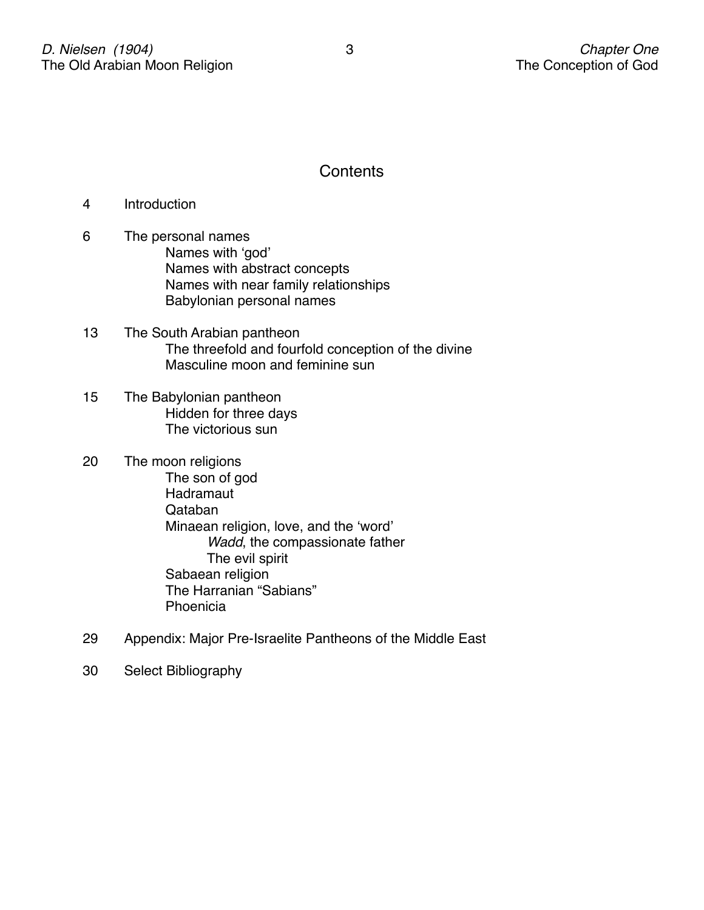# Contents

4 Introduction

6 The personal names
- Names with 'god'
- Names with abstract concepts
- Names with near family relationships
- Babylonian personal names

13 The South Arabian pantheon
- The threefold and fourfold conception of the divine
- Masculine moon and feminine sun

15 The Babylonian pantheon
- Hidden for three days
- The victorious sun

20 The moon religions
- The son of god
- Hadramaut
- Qataban
- Minaean religion, love, and the 'word'
  - *Wadd*, the compassionate father
  - The evil spirit
- Sabaean religion
- The Harranian "Sabians"
- Phoenicia

29 Appendix: Major Pre-Israelite Pantheons of the Middle East

30 Select Bibliography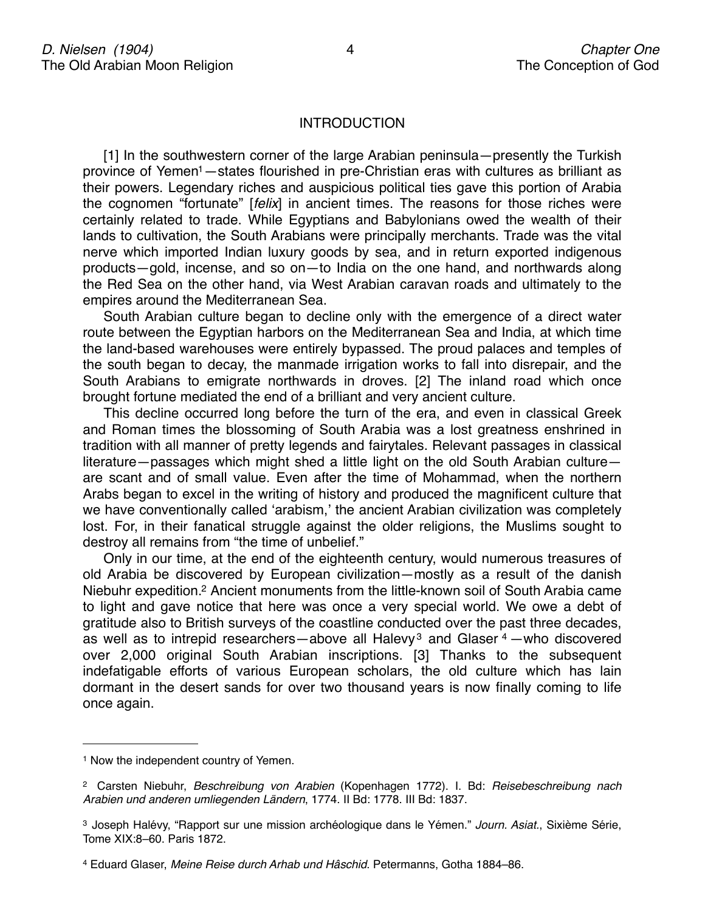## INTRODUCTION

[1] In the southwestern corner of the large Arabian peninsula—presently the Turkish province of Yemen[1]—states flourished in pre-Christian eras with cultures as brilliant as their powers. Legendary riches and auspicious political ties gave this portion of Arabia the cognomen "fortunate" [*felix*] in ancient times. The reasons for those riches were certainly related to trade. While Egyptians and Babylonians owed the wealth of their lands to cultivation, the South Arabians were principally merchants. Trade was the vital nerve which imported Indian luxury goods by sea, and in return exported indigenous products—gold, incense, and so on—to India on the one hand, and northwards along the Red Sea on the other hand, via West Arabian caravan roads and ultimately to the empires around the Mediterranean Sea.

South Arabian culture began to decline only with the emergence of a direct water route between the Egyptian harbors on the Mediterranean Sea and India, at which time the land-based warehouses were entirely bypassed. The proud palaces and temples of the south began to decay, the manmade irrigation works to fall into disrepair, and the South Arabians to emigrate northwards in droves. [2] The inland road which once brought fortune mediated the end of a brilliant and very ancient culture.

This decline occurred long before the turn of the era, and even in classical Greek and Roman times the blossoming of South Arabia was a lost greatness enshrined in tradition with all manner of pretty legends and fairytales. Relevant passages in classical literature—passages which might shed a little light on the old South Arabian culture—are scant and of small value. Even after the time of Mohammad, when the northern Arabs began to excel in the writing of history and produced the magnificent culture that we have conventionally called 'arabism,' the ancient Arabian civilization was completely lost. For, in their fanatical struggle against the older religions, the Muslims sought to destroy all remains from "the time of unbelief."

Only in our time, at the end of the eighteenth century, would numerous treasures of old Arabia be discovered by European civilization—mostly as a result of the danish Niebuhr expedition.[2] Ancient monuments from the little-known soil of South Arabia came to light and gave notice that here was once a very special world. We owe a debt of gratitude also to British surveys of the coastline conducted over the past three decades, as well as to intrepid researchers—above all Halevy[3] and Glaser[4]—who discovered over 2,000 original South Arabian inscriptions. [3] Thanks to the subsequent indefatigable efforts of various European scholars, the old culture which has lain dormant in the desert sands for over two thousand years is now finally coming to life once again.

---

[1] Now the independent country of Yemen.

[2] Carsten Niebuhr, *Beschreibung von Arabien* (Kopenhagen 1772). I. Bd: *Reisebeschreibung nach Arabien und anderen umliegenden Ländern*, 1774. II Bd: 1778. III Bd: 1837.

[3] Joseph Halévy, "Rapport sur une mission archéologique dans le Yémen." *Journ. Asiat.*, Sixième Série, Tome XIX:8–60. Paris 1872.

[4] Eduard Glaser, *Meine Reise durch Arhab und Hâschid*. Petermanns, Gotha 1884–86.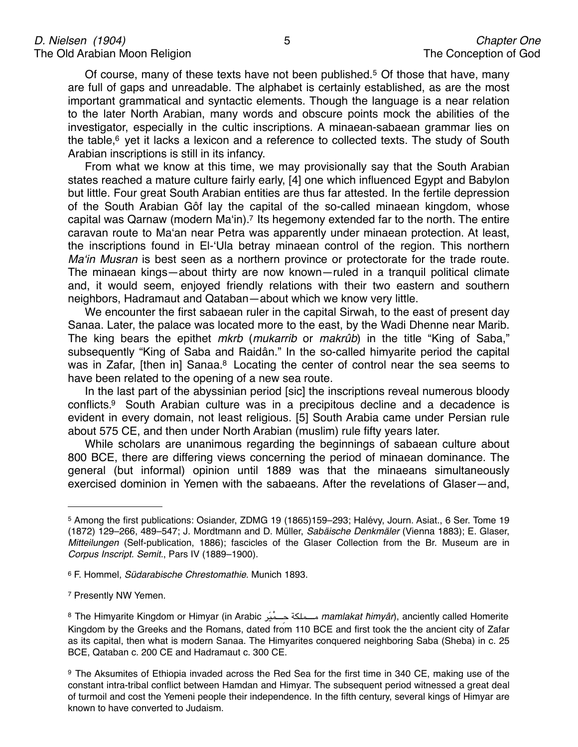Of course, many of these texts have not been published.[5] Of those that have, many are full of gaps and unreadable. The alphabet is certainly established, as are the most important grammatical and syntactic elements. Though the language is a near relation to the later North Arabian, many words and obscure points mock the abilities of the investigator, especially in the cultic inscriptions. A minaean-sabaean grammar lies on the table,[6] yet it lacks a lexicon and a reference to collected texts. The study of South Arabian inscriptions is still in its infancy.

From what we know at this time, we may provisionally say that the South Arabian states reached a mature culture fairly early, [4] one which influenced Egypt and Babylon but little. Four great South Arabian entities are thus far attested. In the fertile depression of the South Arabian Gôf lay the capital of the so-called minaean kingdom, whose capital was Qarnaw (modern Ma'in).[7] Its hegemony extended far to the north. The entire caravan route to Ma'an near Petra was apparently under minaean protection. At least, the inscriptions found in El-'Ula betray minaean control of the region. This northern *Ma'in Musran* is best seen as a northern province or protectorate for the trade route. The minaean kings—about thirty are now known—ruled in a tranquil political climate and, it would seem, enjoyed friendly relations with their two eastern and southern neighbors, Hadramaut and Qataban—about which we know very little.

We encounter the first sabaean ruler in the capital Sirwah, to the east of present day Sanaa. Later, the palace was located more to the east, by the Wadi Dhenne near Marib. The king bears the epithet *mkrb* (*mukarrib* or *makrûb*) in the title "King of Saba," subsequently "King of Saba and Raidân." In the so-called himyarite period the capital was in Zafar, [then in] Sanaa.[8] Locating the center of control near the sea seems to have been related to the opening of a new sea route.

In the last part of the abyssinian period [sic] the inscriptions reveal numerous bloody conflicts.[9] South Arabian culture was in a precipitous decline and a decadence is evident in every domain, not least religious. [5] South Arabia came under Persian rule about 575 CE, and then under North Arabian (muslim) rule fifty years later.

While scholars are unanimous regarding the beginnings of sabaean culture about 800 BCE, there are differing views concerning the period of minaean dominance. The general (but informal) opinion until 1889 was that the minaeans simultaneously exercised dominion in Yemen with the sabaeans. After the revelations of Glaser—and,

---

[5] Among the first publications: Osiander, ZDMG 19 (1865)159–293; Halévy, Journ. Asiat., 6 Ser. Tome 19 (1872) 129–266, 489–547; J. Mordtmann and D. Müller, *Sabäische Denkmäler* (Vienna 1883); E. Glaser, *Mitteilungen* (Self-publication, 1886); fascicles of the Glaser Collection from the Br. Museum are in *Corpus Inscript. Semit.*, Pars IV (1889–1900).

[6] F. Hommel, *Südarabische Chrestomathie*. Munich 1893.

[7] Presently NW Yemen.

[8] The Himyarite Kingdom or Himyar (in Arabic مـــملكة حِـــمْيَر *mamlakat ħimyâr*), anciently called Homerite Kingdom by the Greeks and the Romans, dated from 110 BCE and first took the the ancient city of Zafar as its capital, then what is modern Sanaa. The Himyarites conquered neighboring Saba (Sheba) in c. 25 BCE, Qataban c. 200 CE and Hadramaut c. 300 CE.

[9] The Aksumites of Ethiopia invaded across the Red Sea for the first time in 340 CE, making use of the constant intra-tribal conflict between Hamdan and Himyar. The subsequent period witnessed a great deal of turmoil and cost the Yemeni people their independence. In the fifth century, several kings of Himyar are known to have converted to Judaism.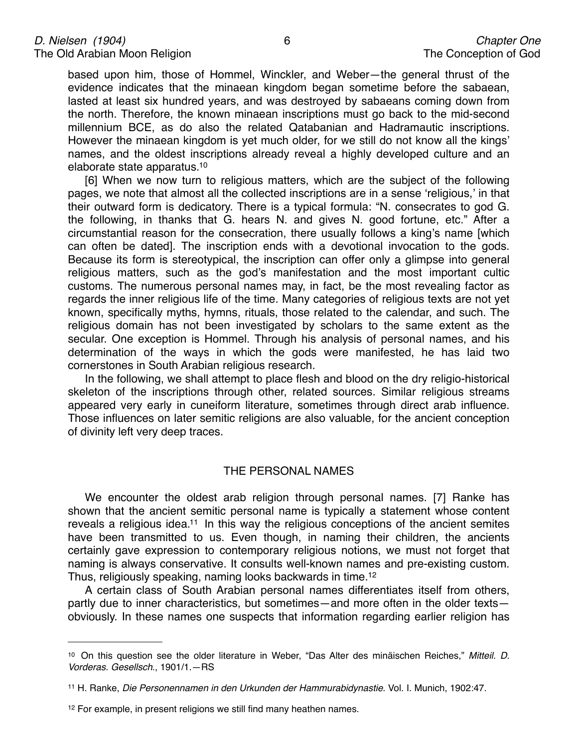based upon him, those of Hommel, Winckler, and Weber—the general thrust of the evidence indicates that the minaean kingdom began sometime before the sabaean, lasted at least six hundred years, and was destroyed by sabaeans coming down from the north. Therefore, the known minaean inscriptions must go back to the mid-second millennium BCE, as do also the related Qatabanian and Hadramautic inscriptions. However the minaean kingdom is yet much older, for we still do not know all the kings' names, and the oldest inscriptions already reveal a highly developed culture and an elaborate state apparatus.[10]

[6] When we now turn to religious matters, which are the subject of the following pages, we note that almost all the collected inscriptions are in a sense 'religious,' in that their outward form is dedicatory. There is a typical formula: "N. consecrates to god G. the following, in thanks that G. hears N. and gives N. good fortune, etc." After a circumstantial reason for the consecration, there usually follows a king's name [which can often be dated]. The inscription ends with a devotional invocation to the gods. Because its form is stereotypical, the inscription can offer only a glimpse into general religious matters, such as the god's manifestation and the most important cultic customs. The numerous personal names may, in fact, be the most revealing factor as regards the inner religious life of the time. Many categories of religious texts are not yet known, specifically myths, hymns, rituals, those related to the calendar, and such. The religious domain has not been investigated by scholars to the same extent as the secular. One exception is Hommel. Through his analysis of personal names, and his determination of the ways in which the gods were manifested, he has laid two cornerstones in South Arabian religious research.

In the following, we shall attempt to place flesh and blood on the dry religio-historical skeleton of the inscriptions through other, related sources. Similar religious streams appeared very early in cuneiform literature, sometimes through direct arab influence. Those influences on later semitic religions are also valuable, for the ancient conception of divinity left very deep traces.

## THE PERSONAL NAMES

We encounter the oldest arab religion through personal names. [7] Ranke has shown that the ancient semitic personal name is typically a statement whose content reveals a religious idea.[11] In this way the religious conceptions of the ancient semites have been transmitted to us. Even though, in naming their children, the ancients certainly gave expression to contemporary religious notions, we must not forget that naming is always conservative. It consults well-known names and pre-existing custom. Thus, religiously speaking, naming looks backwards in time.[12]

A certain class of South Arabian personal names differentiates itself from others, partly due to inner characteristics, but sometimes—and more often in the older texts—obviously. In these names one suspects that information regarding earlier religion has

---

[10] On this question see the older literature in Weber, "Das Alter des minäischen Reiches," *Mitteil. D. Vorderas. Gesellsch.*, 1901/1.—RS

[11] H. Ranke, *Die Personennamen in den Urkunden der Hammurabidynastie*. Vol. I. Munich, 1902:47.

[12] For example, in present religions we still find many heathen names.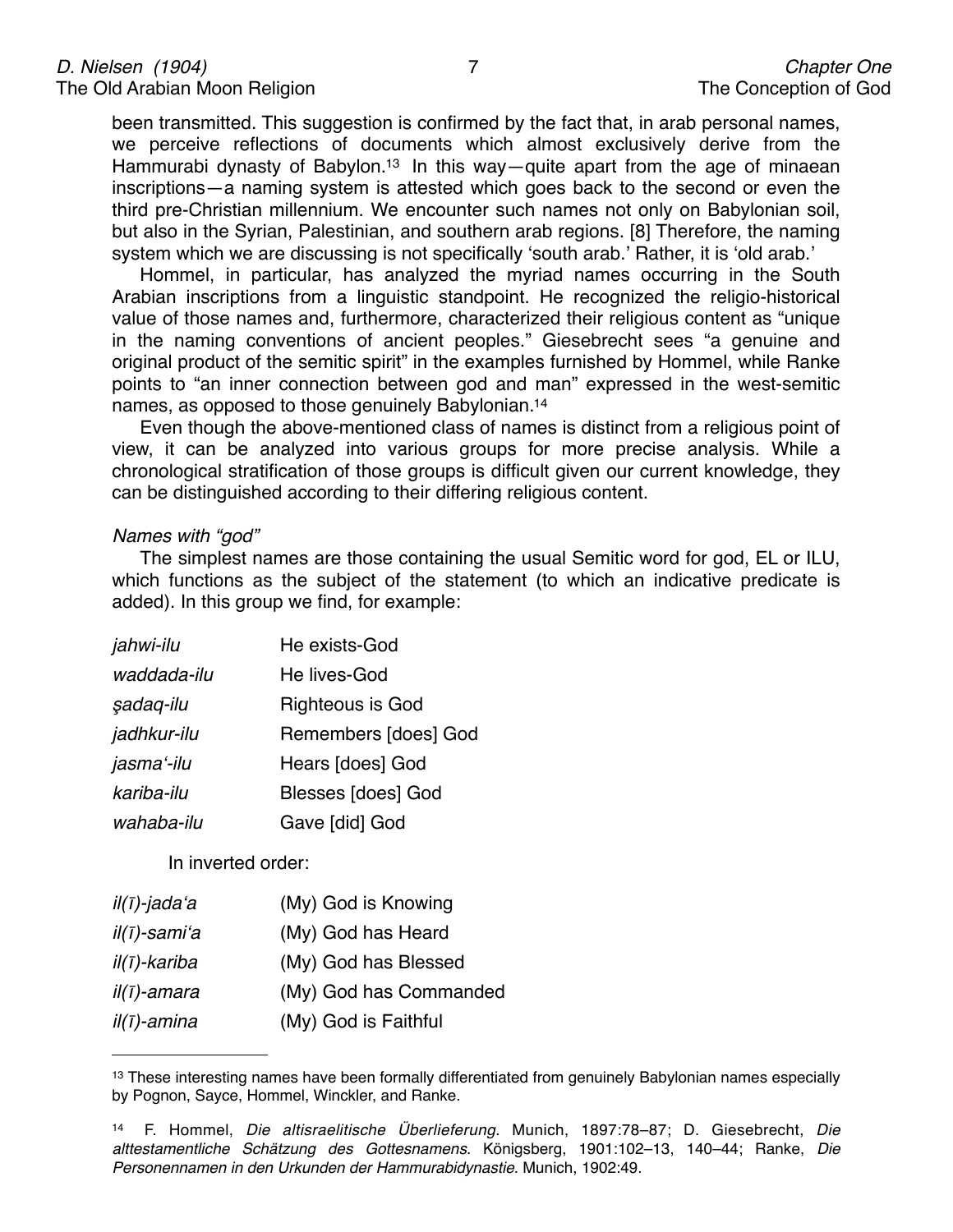been transmitted. This suggestion is confirmed by the fact that, in arab personal names, we perceive reflections of documents which almost exclusively derive from the Hammurabi dynasty of Babylon.[13] In this way—quite apart from the age of minaean inscriptions—a naming system is attested which goes back to the second or even the third pre-Christian millennium. We encounter such names not only on Babylonian soil, but also in the Syrian, Palestinian, and southern arab regions. [8] Therefore, the naming system which we are discussing is not specifically 'south arab.' Rather, it is 'old arab.'

Hommel, in particular, has analyzed the myriad names occurring in the South Arabian inscriptions from a linguistic standpoint. He recognized the religio-historical value of those names and, furthermore, characterized their religious content as "unique in the naming conventions of ancient peoples." Giesebrecht sees "a genuine and original product of the semitic spirit" in the examples furnished by Hommel, while Ranke points to "an inner connection between god and man" expressed in the west-semitic names, as opposed to those genuinely Babylonian.[14]

Even though the above-mentioned class of names is distinct from a religious point of view, it can be analyzed into various groups for more precise analysis. While a chronological stratification of those groups is difficult given our current knowledge, they can be distinguished according to their differing religious content.

*Names with "god"*

The simplest names are those containing the usual Semitic word for god, EL or ILU, which functions as the subject of the statement (to which an indicative predicate is added). In this group we find, for example:

| | |
|---|---|
| *jahwi-ilu* | He exists-God |
| *waddada-ilu* | He lives-God |
| *ṣadaq-ilu* | Righteous is God |
| *jadhkur-ilu* | Remembers [does] God |
| *jasma'-ilu* | Hears [does] God |
| *kariba-ilu* | Blesses [does] God |
| *wahaba-ilu* | Gave [did] God |

In inverted order:

| | |
|---|---|
| *il(ī)-jada'a* | (My) God is Knowing |
| *il(ī)-sami'a* | (My) God has Heard |
| *il(ī)-kariba* | (My) God has Blessed |
| *il(ī)-amara* | (My) God has Commanded |
| *il(ī)-amina* | (My) God is Faithful |

---

[13] These interesting names have been formally differentiated from genuinely Babylonian names especially by Pognon, Sayce, Hommel, Winckler, and Ranke.

[14] F. Hommel, *Die altisraelitische Überlieferung*. Munich, 1897:78–87; D. Giesebrecht, *Die alttestamentliche Schätzung des Gottesnamens*. Königsberg, 1901:102–13, 140–44; Ranke, *Die Personennamen in den Urkunden der Hammurabidynastie*. Munich, 1902:49.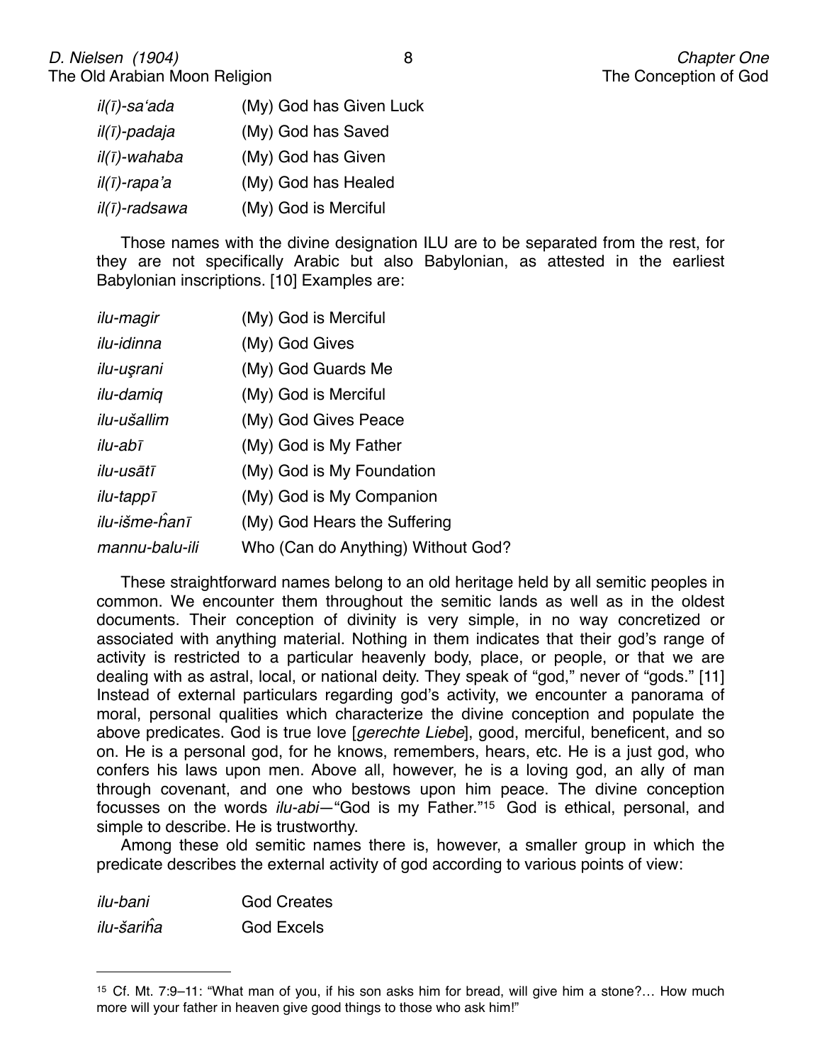| | |
|---|---|
| *il(ī)-sa'ada* | (My) God has Given Luck |
| *il(ī)-padaja* | (My) God has Saved |
| *il(ī)-wahaba* | (My) God has Given |
| *il(ī)-rapa'a* | (My) God has Healed |
| *il(ī)-radsawa* | (My) God is Merciful |

Those names with the divine designation ILU are to be separated from the rest, for they are not specifically Arabic but also Babylonian, as attested in the earliest Babylonian inscriptions. [10] Examples are:

| | |
|---|---|
| *ilu-magir* | (My) God is Merciful |
| *ilu-idinna* | (My) God Gives |
| *ilu-uşrani* | (My) God Guards Me |
| *ilu-damiq* | (My) God is Merciful |
| *ilu-ušallim* | (My) God Gives Peace |
| *ilu-abī* | (My) God is My Father |
| *ilu-usātī* | (My) God is My Foundation |
| *ilu-tappī* | (My) God is My Companion |
| *ilu-išme-ĥanī* | (My) God Hears the Suffering |
| *mannu-balu-ili* | Who (Can do Anything) Without God? |

These straightforward names belong to an old heritage held by all semitic peoples in common. We encounter them throughout the semitic lands as well as in the oldest documents. Their conception of divinity is very simple, in no way concretized or associated with anything material. Nothing in them indicates that their god's range of activity is restricted to a particular heavenly body, place, or people, or that we are dealing with as astral, local, or national deity. They speak of "god," never of "gods." [11] Instead of external particulars regarding god's activity, we encounter a panorama of moral, personal qualities which characterize the divine conception and populate the above predicates. God is true love [*gerechte Liebe*], good, merciful, beneficent, and so on. He is a personal god, for he knows, remembers, hears, etc. He is a just god, who confers his laws upon men. Above all, however, he is a loving god, an ally of man through covenant, and one who bestows upon him peace. The divine conception focusses on the words *ilu-abi*—"God is my Father."[15] God is ethical, personal, and simple to describe. He is trustworthy.

Among these old semitic names there is, however, a smaller group in which the predicate describes the external activity of god according to various points of view:

| | |
|---|---|
| *ilu-bani* | God Creates |
| *ilu-šariĥa* | God Excels |

---

[15] Cf. Mt. 7:9–11: "What man of you, if his son asks him for bread, will give him a stone?… How much more will your father in heaven give good things to those who ask him!"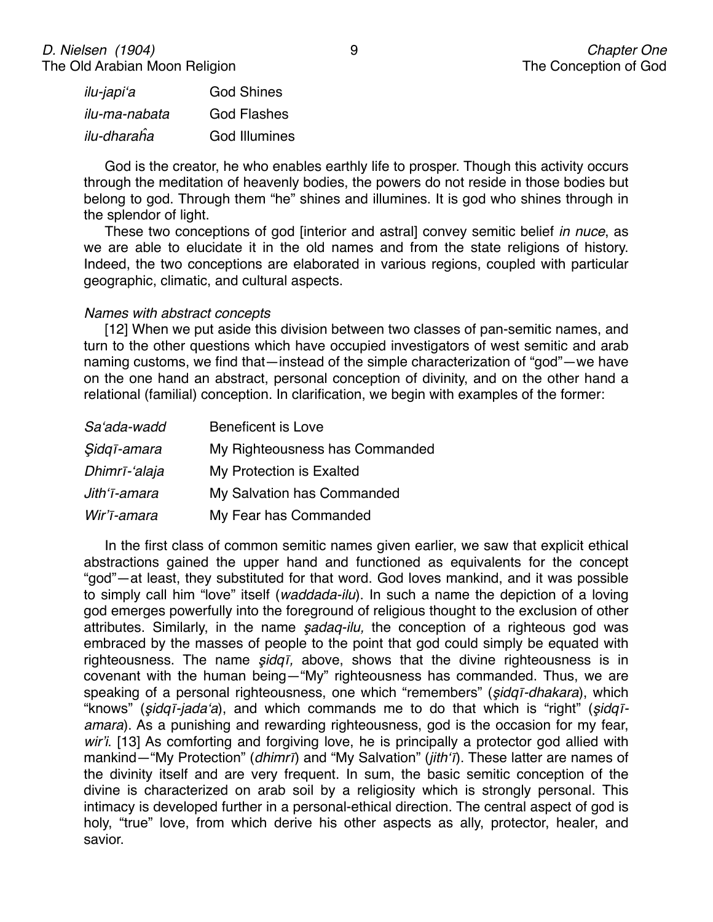| | |
|---|---|
| *ilu-japiʻa* | God Shines |
| *ilu-ma-nabata* | God Flashes |
| *ilu-dharaĥa* | God Illumines |

God is the creator, he who enables earthly life to prosper. Though this activity occurs through the meditation of heavenly bodies, the powers do not reside in those bodies but belong to god. Through them "he" shines and illumines. It is god who shines through in the splendor of light.

These two conceptions of god [interior and astral] convey semitic belief *in nuce*, as we are able to elucidate it in the old names and from the state religions of history. Indeed, the two conceptions are elaborated in various regions, coupled with particular geographic, climatic, and cultural aspects.

*Names with abstract concepts*

[12] When we put aside this division between two classes of pan-semitic names, and turn to the other questions which have occupied investigators of west semitic and arab naming customs, we find that—instead of the simple characterization of "god"—we have on the one hand an abstract, personal conception of divinity, and on the other hand a relational (familial) conception. In clarification, we begin with examples of the former:

| | |
|---|---|
| *Saʻada-wadd* | Beneficent is Love |
| *Ṣidqī-amara* | My Righteousness has Commanded |
| *Dhimrī-ʻalaja* | My Protection is Exalted |
| *Jithʻī-amara* | My Salvation has Commanded |
| *Wirʼī-amara* | My Fear has Commanded |

In the first class of common semitic names given earlier, we saw that explicit ethical abstractions gained the upper hand and functioned as equivalents for the concept "god"—at least, they substituted for that word. God loves mankind, and it was possible to simply call him "love" itself (*waddada-ilu*). In such a name the depiction of a loving god emerges powerfully into the foreground of religious thought to the exclusion of other attributes. Similarly, in the name *ṣadaq-ilu,* the conception of a righteous god was embraced by the masses of people to the point that god could simply be equated with righteousness. The name *ṣidqī,* above, shows that the divine righteousness is in covenant with the human being—"My" righteousness has commanded. Thus, we are speaking of a personal righteousness, one which "remembers" (*ṣidqī-dhakara*), which "knows" (*ṣidqī-jadaʻa*), and which commands me to do that which is "right" (*ṣidqī-amara*). As a punishing and rewarding righteousness, god is the occasion for my fear, *wirʼi*. [13] As comforting and forgiving love, he is principally a protector god allied with mankind—"My Protection" (*dhimrī*) and "My Salvation" (*jithʻī*). These latter are names of the divinity itself and are very frequent. In sum, the basic semitic conception of the divine is characterized on arab soil by a religiosity which is strongly personal. This intimacy is developed further in a personal-ethical direction. The central aspect of god is holy, "true" love, from which derive his other aspects as ally, protector, healer, and savior.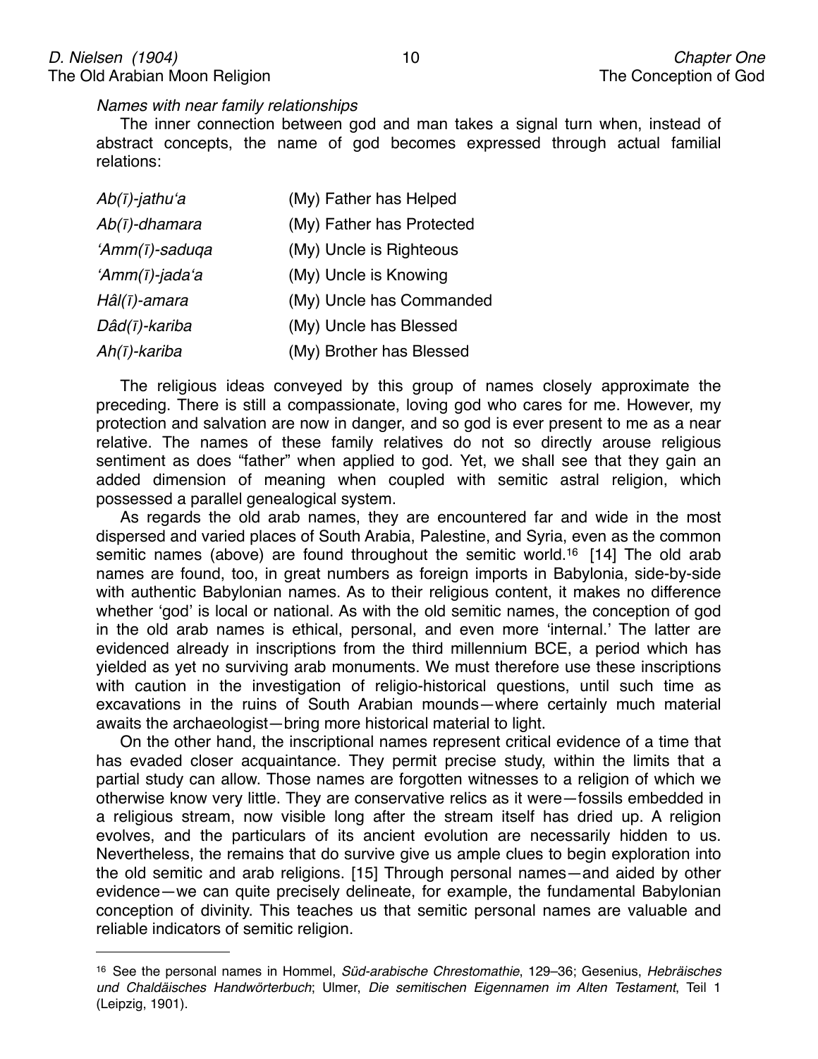*Names with near family relationships*

The inner connection between god and man takes a signal turn when, instead of abstract concepts, the name of god becomes expressed through actual familial relations:

| | |
|---|---|
| *Ab(ī)-jathu'a* | (My) Father has Helped |
| *Ab(ī)-dhamara* | (My) Father has Protected |
| *'Amm(ī)-saduqa* | (My) Uncle is Righteous |
| *'Amm(ī)-jada'a* | (My) Uncle is Knowing |
| *Hâl(ī)-amara* | (My) Uncle has Commanded |
| *Dâd(ī)-kariba* | (My) Uncle has Blessed |
| *Ah(ī)-kariba* | (My) Brother has Blessed |

The religious ideas conveyed by this group of names closely approximate the preceding. There is still a compassionate, loving god who cares for me. However, my protection and salvation are now in danger, and so god is ever present to me as a near relative. The names of these family relatives do not so directly arouse religious sentiment as does "father" when applied to god. Yet, we shall see that they gain an added dimension of meaning when coupled with semitic astral religion, which possessed a parallel genealogical system.

As regards the old arab names, they are encountered far and wide in the most dispersed and varied places of South Arabia, Palestine, and Syria, even as the common semitic names (above) are found throughout the semitic world.[16] [14] The old arab names are found, too, in great numbers as foreign imports in Babylonia, side-by-side with authentic Babylonian names. As to their religious content, it makes no difference whether 'god' is local or national. As with the old semitic names, the conception of god in the old arab names is ethical, personal, and even more 'internal.' The latter are evidenced already in inscriptions from the third millennium BCE, a period which has yielded as yet no surviving arab monuments. We must therefore use these inscriptions with caution in the investigation of religio-historical questions, until such time as excavations in the ruins of South Arabian mounds—where certainly much material awaits the archaeologist—bring more historical material to light.

On the other hand, the inscriptional names represent critical evidence of a time that has evaded closer acquaintance. They permit precise study, within the limits that a partial study can allow. Those names are forgotten witnesses to a religion of which we otherwise know very little. They are conservative relics as it were—fossils embedded in a religious stream, now visible long after the stream itself has dried up. A religion evolves, and the particulars of its ancient evolution are necessarily hidden to us. Nevertheless, the remains that do survive give us ample clues to begin exploration into the old semitic and arab religions. [15] Through personal names—and aided by other evidence—we can quite precisely delineate, for example, the fundamental Babylonian conception of divinity. This teaches us that semitic personal names are valuable and reliable indicators of semitic religion.

---

[16] See the personal names in Hommel, *Süd-arabische Chrestomathie*, 129–36; Gesenius, *Hebräisches und Chaldäisches Handwörterbuch*; Ulmer, *Die semitischen Eigennamen im Alten Testament*, Teil 1 (Leipzig, 1901).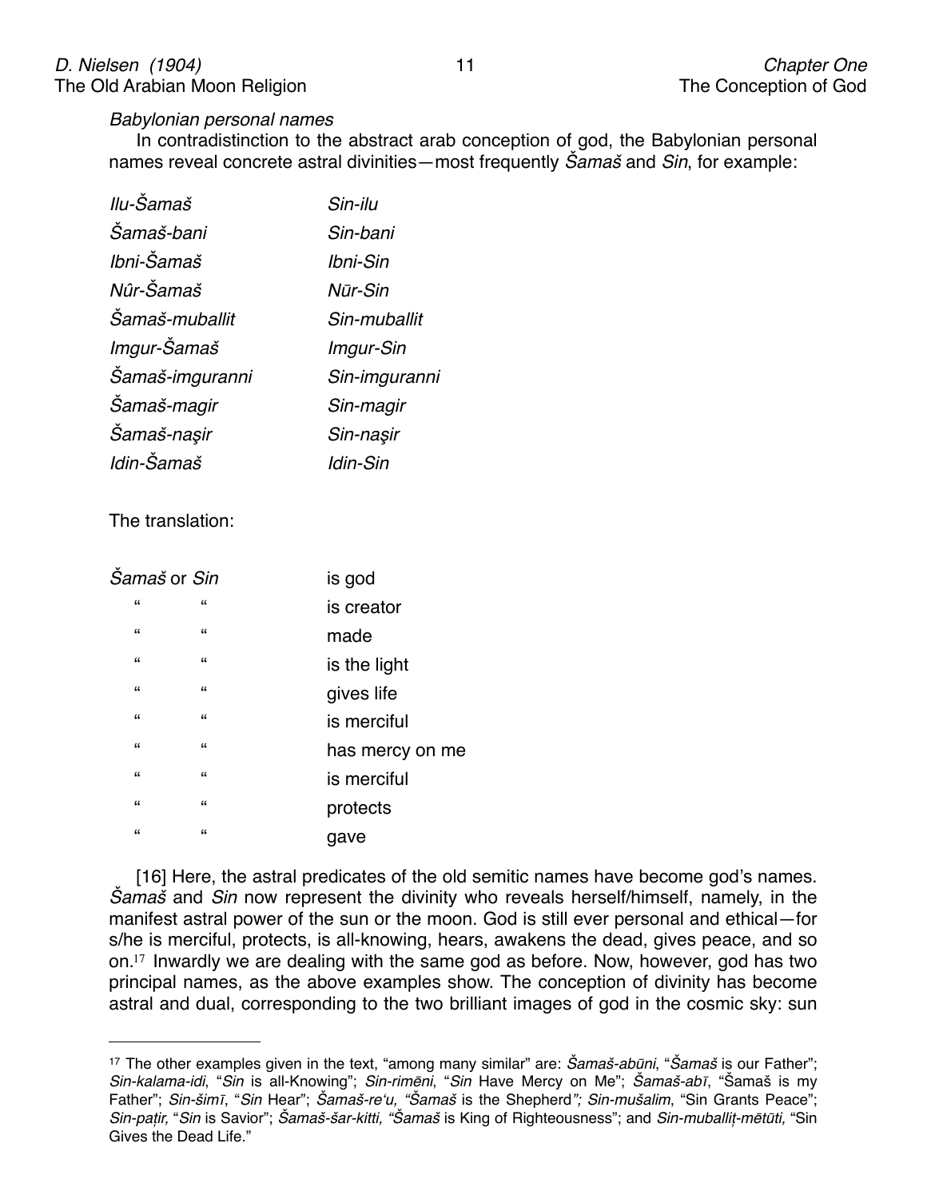*Babylonian personal names*

In contradistinction to the abstract arab conception of god, the Babylonian personal names reveal concrete astral divinities—most frequently *Šamaš* and *Sin*, for example:

| | |
|---|---|
| *Ilu-Šamaš* | *Sin-ilu* |
| *Šamaš-bani* | *Sin-bani* |
| *Ibni-Šamaš* | *Ibni-Sin* |
| *Nûr-Šamaš* | *Nūr-Sin* |
| *Šamaš-muballit* | *Sin-muballit* |
| *Imgur-Šamaš* | *Imgur-Sin* |
| *Šamaš-imguranni* | *Sin-imguranni* |
| *Šamaš-magir* | *Sin-magir* |
| *Šamaš-naşir* | *Sin-naşir* |
| *Idin-Šamaš* | *Idin-Sin* |

The translation:

| | | |
|---|---|---|
| *Šamaš* or | *Sin* | is god |
| " | " | is creator |
| " | " | made |
| " | " | is the light |
| " | " | gives life |
| " | " | is merciful |
| " | " | has mercy on me |
| " | " | is merciful |
| " | " | protects |
| " | " | gave |

[16] Here, the astral predicates of the old semitic names have become god's names. *Šamaš* and *Sin* now represent the divinity who reveals herself/himself, namely, in the manifest astral power of the sun or the moon. God is still ever personal and ethical—for s/he is merciful, protects, is all-knowing, hears, awakens the dead, gives peace, and so on.[17] Inwardly we are dealing with the same god as before. Now, however, god has two principal names, as the above examples show. The conception of divinity has become astral and dual, corresponding to the two brilliant images of god in the cosmic sky: sun

---

[17] The other examples given in the text, "among many similar" are: *Šamaš-abūni*, "*Šamaš* is our Father"; *Sin-kalama-idi*, "*Sin* is all-Knowing"; *Sin-rimēni*, "*Sin* Have Mercy on Me"; *Šamaš-abī*, "Šamaš is my Father"; *Sin-šimī*, "*Sin* Hear"; *Šamaš-re'u, "Šamaš* is the Shepherd*"; Sin-mušalim*, "Sin Grants Peace"; *Sin-paṭir*, "*Sin* is Savior"; *Šamaš-šar-kitti, "Šamaš* is King of Righteousness"; and *Sin-muballiṭ-mētūti,* "Sin Gives the Dead Life."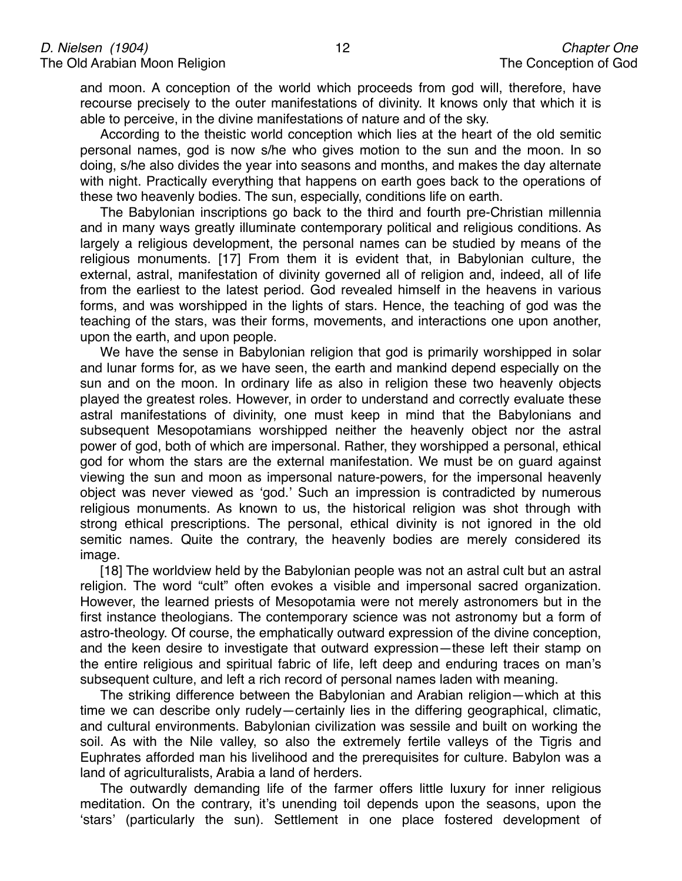and moon. A conception of the world which proceeds from god will, therefore, have recourse precisely to the outer manifestations of divinity. It knows only that which it is able to perceive, in the divine manifestations of nature and of the sky.

According to the theistic world conception which lies at the heart of the old semitic personal names, god is now s/he who gives motion to the sun and the moon. In so doing, s/he also divides the year into seasons and months, and makes the day alternate with night. Practically everything that happens on earth goes back to the operations of these two heavenly bodies. The sun, especially, conditions life on earth.

The Babylonian inscriptions go back to the third and fourth pre-Christian millennia and in many ways greatly illuminate contemporary political and religious conditions. As largely a religious development, the personal names can be studied by means of the religious monuments. [17] From them it is evident that, in Babylonian culture, the external, astral, manifestation of divinity governed all of religion and, indeed, all of life from the earliest to the latest period. God revealed himself in the heavens in various forms, and was worshipped in the lights of stars. Hence, the teaching of god was the teaching of the stars, was their forms, movements, and interactions one upon another, upon the earth, and upon people.

We have the sense in Babylonian religion that god is primarily worshipped in solar and lunar forms for, as we have seen, the earth and mankind depend especially on the sun and on the moon. In ordinary life as also in religion these two heavenly objects played the greatest roles. However, in order to understand and correctly evaluate these astral manifestations of divinity, one must keep in mind that the Babylonians and subsequent Mesopotamians worshipped neither the heavenly object nor the astral power of god, both of which are impersonal. Rather, they worshipped a personal, ethical god for whom the stars are the external manifestation. We must be on guard against viewing the sun and moon as impersonal nature-powers, for the impersonal heavenly object was never viewed as 'god.' Such an impression is contradicted by numerous religious monuments. As known to us, the historical religion was shot through with strong ethical prescriptions. The personal, ethical divinity is not ignored in the old semitic names. Quite the contrary, the heavenly bodies are merely considered its image.

[18] The worldview held by the Babylonian people was not an astral cult but an astral religion. The word "cult" often evokes a visible and impersonal sacred organization. However, the learned priests of Mesopotamia were not merely astronomers but in the first instance theologians. The contemporary science was not astronomy but a form of astro-theology. Of course, the emphatically outward expression of the divine conception, and the keen desire to investigate that outward expression—these left their stamp on the entire religious and spiritual fabric of life, left deep and enduring traces on man's subsequent culture, and left a rich record of personal names laden with meaning.

The striking difference between the Babylonian and Arabian religion—which at this time we can describe only rudely—certainly lies in the differing geographical, climatic, and cultural environments. Babylonian civilization was sessile and built on working the soil. As with the Nile valley, so also the extremely fertile valleys of the Tigris and Euphrates afforded man his livelihood and the prerequisites for culture. Babylon was a land of agriculturalists, Arabia a land of herders.

The outwardly demanding life of the farmer offers little luxury for inner religious meditation. On the contrary, it's unending toil depends upon the seasons, upon the 'stars' (particularly the sun). Settlement in one place fostered development of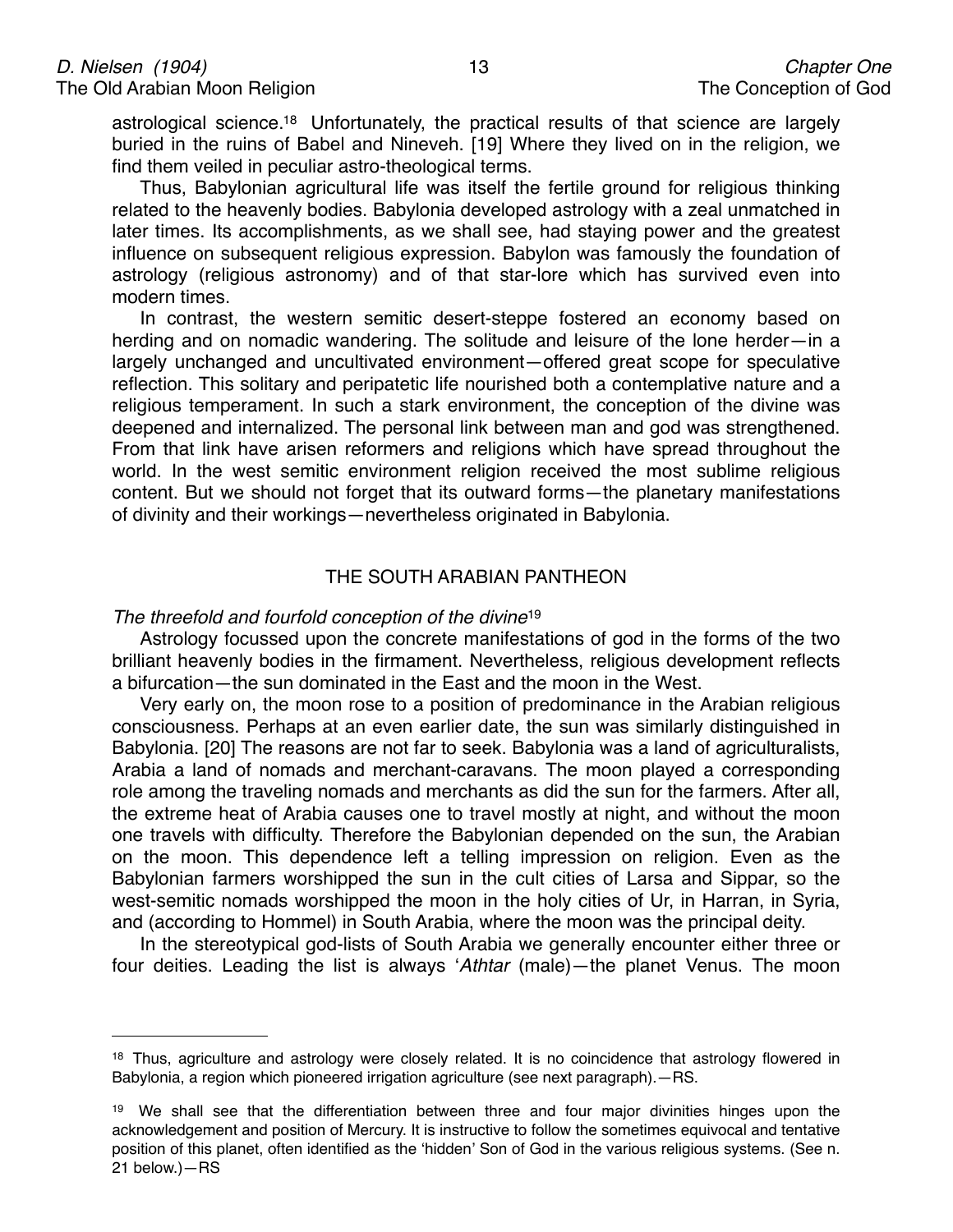astrological science.[18] Unfortunately, the practical results of that science are largely buried in the ruins of Babel and Nineveh. [19] Where they lived on in the religion, we find them veiled in peculiar astro-theological terms.

Thus, Babylonian agricultural life was itself the fertile ground for religious thinking related to the heavenly bodies. Babylonia developed astrology with a zeal unmatched in later times. Its accomplishments, as we shall see, had staying power and the greatest influence on subsequent religious expression. Babylon was famously the foundation of astrology (religious astronomy) and of that star-lore which has survived even into modern times.

In contrast, the western semitic desert-steppe fostered an economy based on herding and on nomadic wandering. The solitude and leisure of the lone herder—in a largely unchanged and uncultivated environment—offered great scope for speculative reflection. This solitary and peripatetic life nourished both a contemplative nature and a religious temperament. In such a stark environment, the conception of the divine was deepened and internalized. The personal link between man and god was strengthened. From that link have arisen reformers and religions which have spread throughout the world. In the west semitic environment religion received the most sublime religious content. But we should not forget that its outward forms—the planetary manifestations of divinity and their workings—nevertheless originated in Babylonia.

## THE SOUTH ARABIAN PANTHEON

### *The threefold and fourfold conception of the divine*[19]

Astrology focussed upon the concrete manifestations of god in the forms of the two brilliant heavenly bodies in the firmament. Nevertheless, religious development reflects a bifurcation—the sun dominated in the East and the moon in the West.

Very early on, the moon rose to a position of predominance in the Arabian religious consciousness. Perhaps at an even earlier date, the sun was similarly distinguished in Babylonia. [20] The reasons are not far to seek. Babylonia was a land of agriculturalists, Arabia a land of nomads and merchant-caravans. The moon played a corresponding role among the traveling nomads and merchants as did the sun for the farmers. After all, the extreme heat of Arabia causes one to travel mostly at night, and without the moon one travels with difficulty. Therefore the Babylonian depended on the sun, the Arabian on the moon. This dependence left a telling impression on religion. Even as the Babylonian farmers worshipped the sun in the cult cities of Larsa and Sippar, so the west-semitic nomads worshipped the moon in the holy cities of Ur, in Harran, in Syria, and (according to Hommel) in South Arabia, where the moon was the principal deity.

In the stereotypical god-lists of South Arabia we generally encounter either three or four deities. Leading the list is always ‘*Athtar* (male)—the planet Venus. The moon

---

[18] Thus, agriculture and astrology were closely related. It is no coincidence that astrology flowered in Babylonia, a region which pioneered irrigation agriculture (see next paragraph).—RS.

[19] We shall see that the differentiation between three and four major divinities hinges upon the acknowledgement and position of Mercury. It is instructive to follow the sometimes equivocal and tentative position of this planet, often identified as the ‘hidden’ Son of God in the various religious systems. (See n. 21 below.)—RS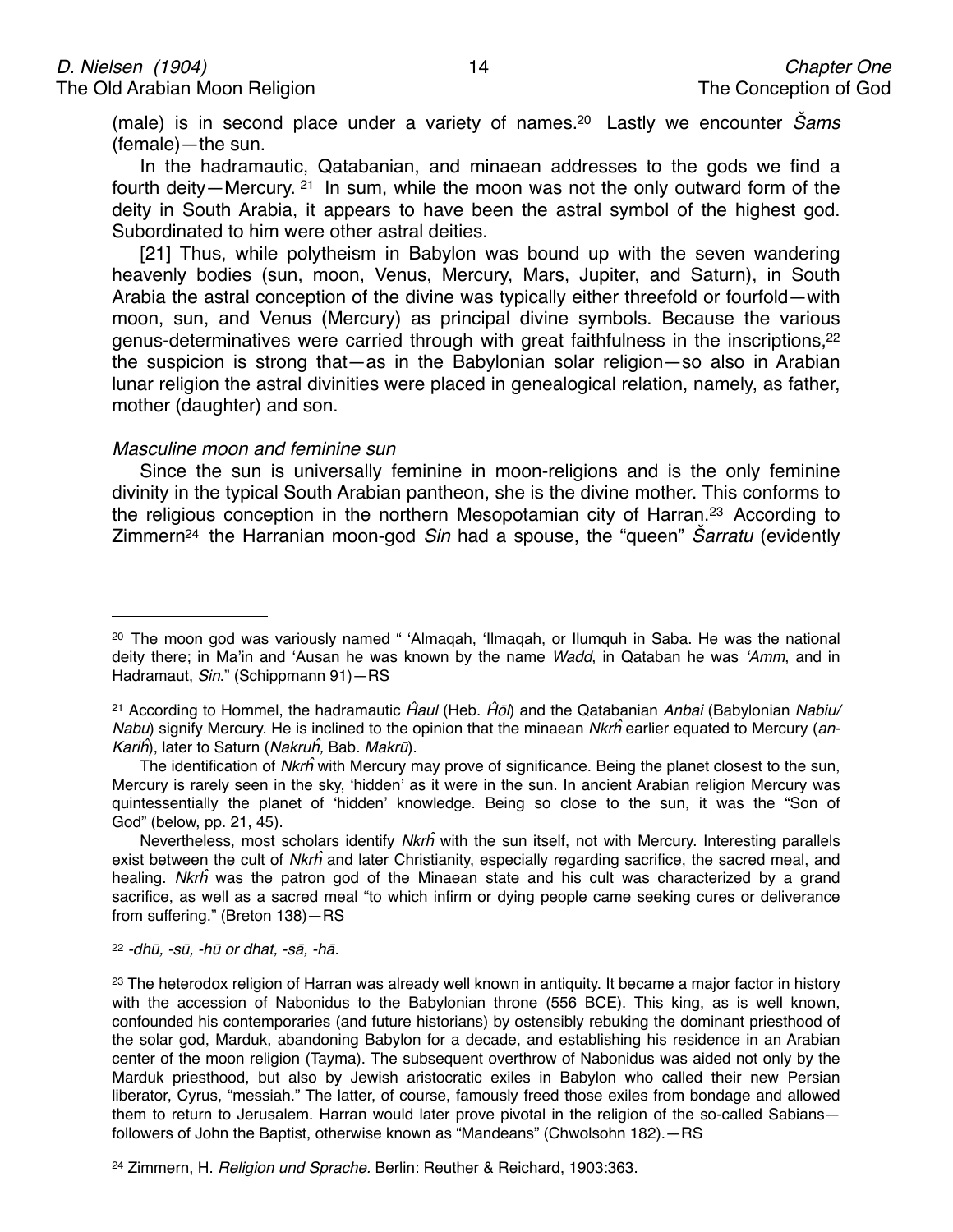(male) is in second place under a variety of names.[20] Lastly we encounter *Šams* (female)—the sun.

In the hadramautic, Qatabanian, and minaean addresses to the gods we find a fourth deity—Mercury. [21] In sum, while the moon was not the only outward form of the deity in South Arabia, it appears to have been the astral symbol of the highest god. Subordinated to him were other astral deities.

[21] Thus, while polytheism in Babylon was bound up with the seven wandering heavenly bodies (sun, moon, Venus, Mercury, Mars, Jupiter, and Saturn), in South Arabia the astral conception of the divine was typically either threefold or fourfold—with moon, sun, and Venus (Mercury) as principal divine symbols. Because the various genus-determinatives were carried through with great faithfulness in the inscriptions,[22] the suspicion is strong that—as in the Babylonian solar religion—so also in Arabian lunar religion the astral divinities were placed in genealogical relation, namely, as father, mother (daughter) and son.

*Masculine moon and feminine sun*

Since the sun is universally feminine in moon-religions and is the only feminine divinity in the typical South Arabian pantheon, she is the divine mother. This conforms to the religious conception in the northern Mesopotamian city of Harran.[23] According to Zimmern[24] the Harranian moon-god *Sin* had a spouse, the "queen" *Šarratu* (evidently

---

[20] The moon god was variously named " 'Almaqah, 'Ilmaqah, or Ilumquh in Saba. He was the national deity there; in Ma'in and 'Ausan he was known by the name *Wadd*, in Qataban he was *'Amm*, and in Hadramaut, *Sin*." (Schippmann 91)—RS

[21] According to Hommel, the hadramautic *Ĥaul* (Heb. *Ĥōl*) and the Qatabanian *Anbai* (Babylonian *Nabiu/ Nabu*) signify Mercury. He is inclined to the opinion that the minaean *Nkrĥ* earlier equated to Mercury (*an-Kariĥ*), later to Saturn (*Nakruĥ,* Bab. *Makrū*).

The identification of *Nkrĥ* with Mercury may prove of significance. Being the planet closest to the sun, Mercury is rarely seen in the sky, 'hidden' as it were in the sun. In ancient Arabian religion Mercury was quintessentially the planet of 'hidden' knowledge. Being so close to the sun, it was the "Son of God" (below, pp. 21, 45).

Nevertheless, most scholars identify *Nkrĥ* with the sun itself, not with Mercury. Interesting parallels exist between the cult of *Nkrĥ* and later Christianity, especially regarding sacrifice, the sacred meal, and healing. *Nkrĥ* was the patron god of the Minaean state and his cult was characterized by a grand sacrifice, as well as a sacred meal "to which infirm or dying people came seeking cures or deliverance from suffering." (Breton 138)—RS

[22] *-dhū, -sū, -hū or dhat, -sā, -hā.*

[23] The heterodox religion of Harran was already well known in antiquity. It became a major factor in history with the accession of Nabonidus to the Babylonian throne (556 BCE). This king, as is well known, confounded his contemporaries (and future historians) by ostensibly rebuking the dominant priesthood of the solar god, Marduk, abandoning Babylon for a decade, and establishing his residence in an Arabian center of the moon religion (Tayma). The subsequent overthrow of Nabonidus was aided not only by the Marduk priesthood, but also by Jewish aristocratic exiles in Babylon who called their new Persian liberator, Cyrus, "messiah." The latter, of course, famously freed those exiles from bondage and allowed them to return to Jerusalem. Harran would later prove pivotal in the religion of the so-called Sabians—followers of John the Baptist, otherwise known as "Mandeans" (Chwolsohn 182).—RS

[24] Zimmern, H. *Religion und Sprache.* Berlin: Reuther & Reichard, 1903:363.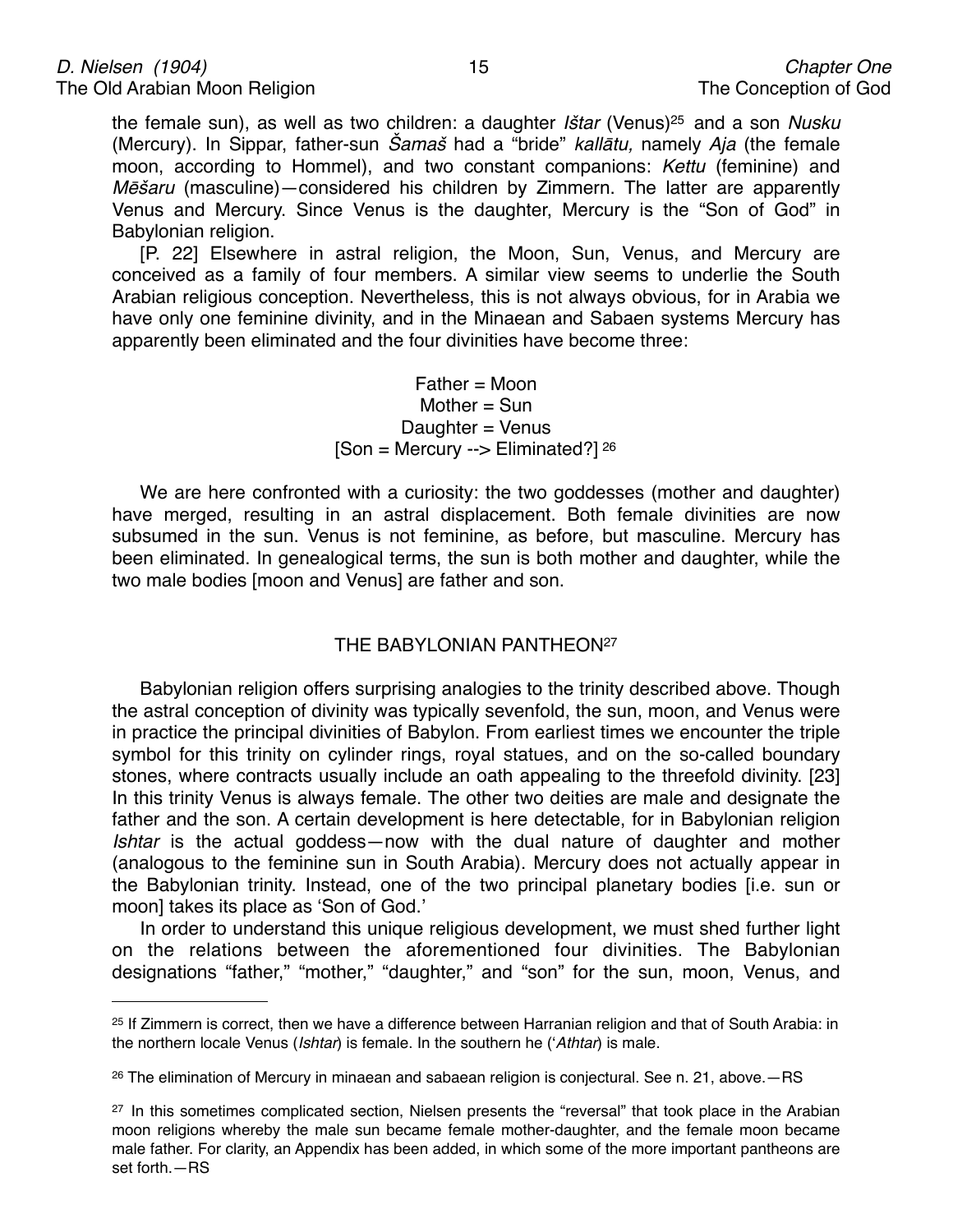the female sun), as well as two children: a daughter *Ištar* (Venus)[25] and a son *Nusku* (Mercury). In Sippar, father-sun *Šamaš* had a "bride" *kallātu,* namely *Aja* (the female moon, according to Hommel), and two constant companions: *Kettu* (feminine) and *Mēšaru* (masculine)—considered his children by Zimmern. The latter are apparently Venus and Mercury. Since Venus is the daughter, Mercury is the "Son of God" in Babylonian religion.

[P. 22] Elsewhere in astral religion, the Moon, Sun, Venus, and Mercury are conceived as a family of four members. A similar view seems to underlie the South Arabian religious conception. Nevertheless, this is not always obvious, for in Arabia we have only one feminine divinity, and in the Minaean and Sabaen systems Mercury has apparently been eliminated and the four divinities have become three:

Father = Moon
Mother = Sun
Daughter = Venus
[Son = Mercury --> Eliminated?] [26]

We are here confronted with a curiosity: the two goddesses (mother and daughter) have merged, resulting in an astral displacement. Both female divinities are now subsumed in the sun. Venus is not feminine, as before, but masculine. Mercury has been eliminated. In genealogical terms, the sun is both mother and daughter, while the two male bodies [moon and Venus] are father and son.

## THE BABYLONIAN PANTHEON[27]

Babylonian religion offers surprising analogies to the trinity described above. Though the astral conception of divinity was typically sevenfold, the sun, moon, and Venus were in practice the principal divinities of Babylon. From earliest times we encounter the triple symbol for this trinity on cylinder rings, royal statues, and on the so-called boundary stones, where contracts usually include an oath appealing to the threefold divinity. [23] In this trinity Venus is always female. The other two deities are male and designate the father and the son. A certain development is here detectable, for in Babylonian religion *Ishtar* is the actual goddess—now with the dual nature of daughter and mother (analogous to the feminine sun in South Arabia). Mercury does not actually appear in the Babylonian trinity. Instead, one of the two principal planetary bodies [i.e. sun or moon] takes its place as 'Son of God.'

In order to understand this unique religious development, we must shed further light on the relations between the aforementioned four divinities. The Babylonian designations "father," "mother," "daughter," and "son" for the sun, moon, Venus, and

---

[25] If Zimmern is correct, then we have a difference between Harranian religion and that of South Arabia: in the northern locale Venus (*Ishtar*) is female. In the southern he ('*Athtar*) is male.

[26] The elimination of Mercury in minaean and sabaean religion is conjectural. See n. 21, above.—RS

[27] In this sometimes complicated section, Nielsen presents the "reversal" that took place in the Arabian moon religions whereby the male sun became female mother-daughter, and the female moon became male father. For clarity, an Appendix has been added, in which some of the more important pantheons are set forth.—RS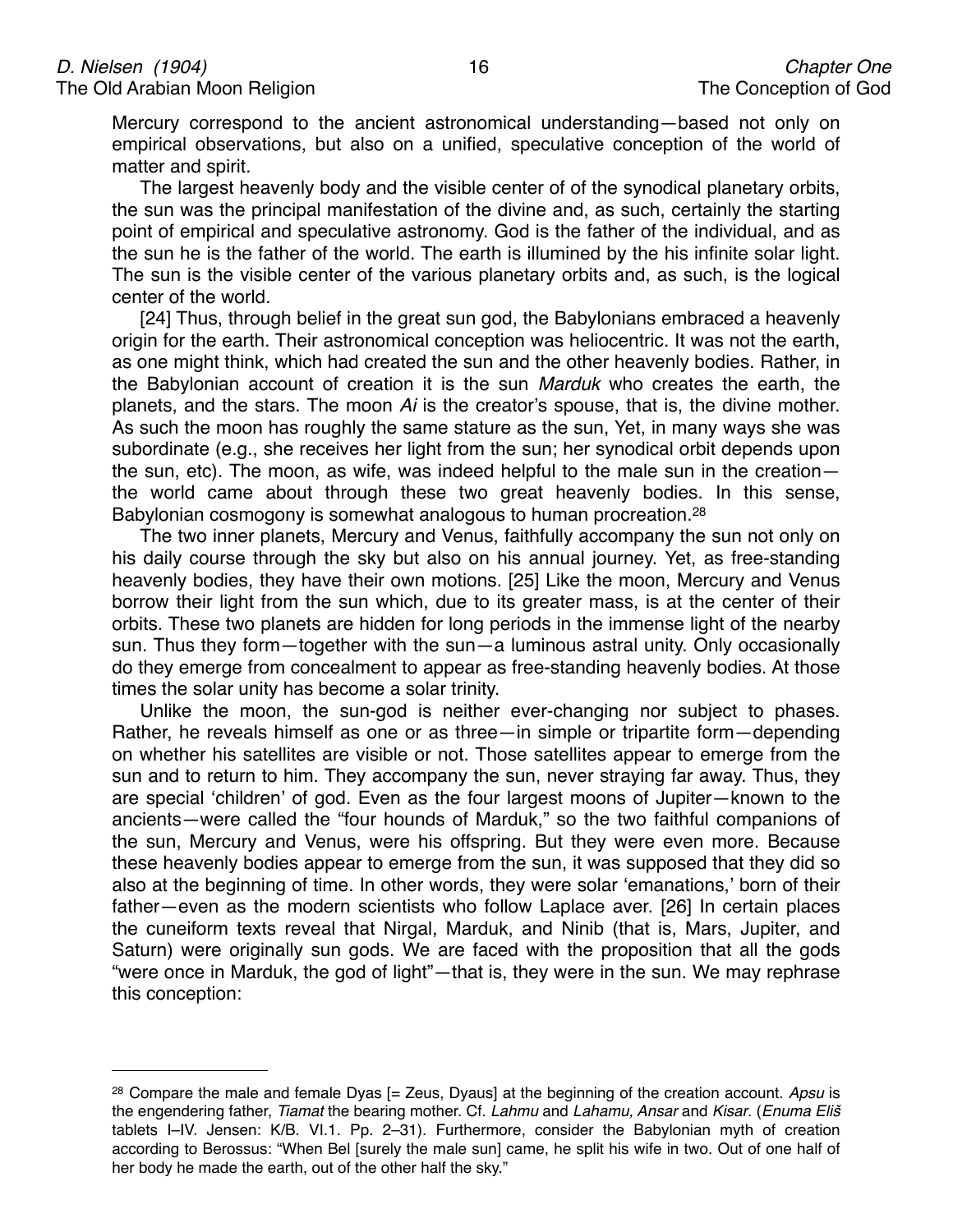Mercury correspond to the ancient astronomical understanding—based not only on empirical observations, but also on a unified, speculative conception of the world of matter and spirit.

The largest heavenly body and the visible center of of the synodical planetary orbits, the sun was the principal manifestation of the divine and, as such, certainly the starting point of empirical and speculative astronomy. God is the father of the individual, and as the sun he is the father of the world. The earth is illumined by the his infinite solar light. The sun is the visible center of the various planetary orbits and, as such, is the logical center of the world.

[24] Thus, through belief in the great sun god, the Babylonians embraced a heavenly origin for the earth. Their astronomical conception was heliocentric. It was not the earth, as one might think, which had created the sun and the other heavenly bodies. Rather, in the Babylonian account of creation it is the sun *Marduk* who creates the earth, the planets, and the stars. The moon *Ai* is the creator's spouse, that is, the divine mother. As such the moon has roughly the same stature as the sun, Yet, in many ways she was subordinate (e.g., she receives her light from the sun; her synodical orbit depends upon the sun, etc). The moon, as wife, was indeed helpful to the male sun in the creation—the world came about through these two great heavenly bodies. In this sense, Babylonian cosmogony is somewhat analogous to human procreation.[28]

The two inner planets, Mercury and Venus, faithfully accompany the sun not only on his daily course through the sky but also on his annual journey. Yet, as free-standing heavenly bodies, they have their own motions. [25] Like the moon, Mercury and Venus borrow their light from the sun which, due to its greater mass, is at the center of their orbits. These two planets are hidden for long periods in the immense light of the nearby sun. Thus they form—together with the sun—a luminous astral unity. Only occasionally do they emerge from concealment to appear as free-standing heavenly bodies. At those times the solar unity has become a solar trinity.

Unlike the moon, the sun-god is neither ever-changing nor subject to phases. Rather, he reveals himself as one or as three—in simple or tripartite form—depending on whether his satellites are visible or not. Those satellites appear to emerge from the sun and to return to him. They accompany the sun, never straying far away. Thus, they are special 'children' of god. Even as the four largest moons of Jupiter—known to the ancients—were called the "four hounds of Marduk," so the two faithful companions of the sun, Mercury and Venus, were his offspring. But they were even more. Because these heavenly bodies appear to emerge from the sun, it was supposed that they did so also at the beginning of time. In other words, they were solar 'emanations,' born of their father—even as the modern scientists who follow Laplace aver. [26] In certain places the cuneiform texts reveal that Nirgal, Marduk, and Ninib (that is, Mars, Jupiter, and Saturn) were originally sun gods. We are faced with the proposition that all the gods "were once in Marduk, the god of light"—that is, they were in the sun. We may rephrase this conception:

---

[28] Compare the male and female Dyas [= Zeus, Dyaus] at the beginning of the creation account. *Apsu* is the engendering father, *Tiamat* the bearing mother. Cf. *Lahmu* and *Lahamu, Ansar* and *Kisar*. (*Enuma Eliš* tablets I–IV. Jensen: K/B. VI.1. Pp. 2–31). Furthermore, consider the Babylonian myth of creation according to Berossus: "When Bel [surely the male sun] came, he split his wife in two. Out of one half of her body he made the earth, out of the other half the sky."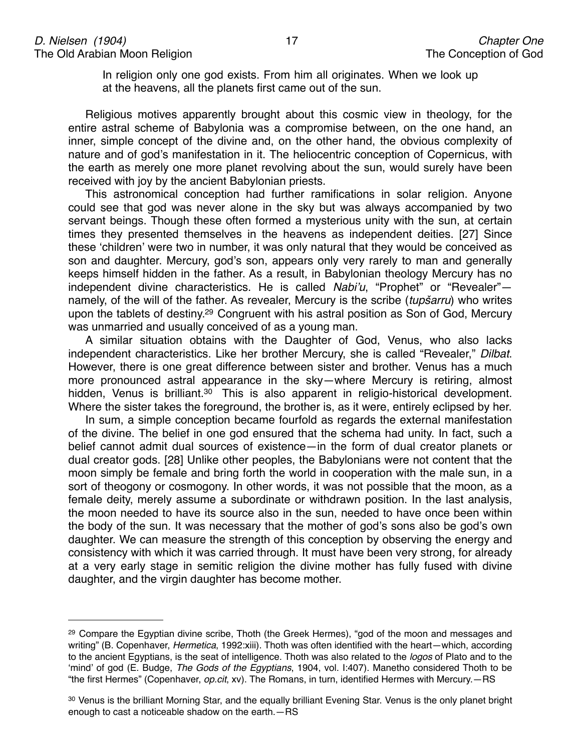> In religion only one god exists. From him all originates. When we look up at the heavens, all the planets first came out of the sun.

Religious motives apparently brought about this cosmic view in theology, for the entire astral scheme of Babylonia was a compromise between, on the one hand, an inner, simple concept of the divine and, on the other hand, the obvious complexity of nature and of god's manifestation in it. The heliocentric conception of Copernicus, with the earth as merely one more planet revolving about the sun, would surely have been received with joy by the ancient Babylonian priests.

This astronomical conception had further ramifications in solar religion. Anyone could see that god was never alone in the sky but was always accompanied by two servant beings. Though these often formed a mysterious unity with the sun, at certain times they presented themselves in the heavens as independent deities. [27] Since these 'children' were two in number, it was only natural that they would be conceived as son and daughter. Mercury, god's son, appears only very rarely to man and generally keeps himself hidden in the father. As a result, in Babylonian theology Mercury has no independent divine characteristics. He is called *Nabi'u*, "Prophet" or "Revealer"—namely, of the will of the father. As revealer, Mercury is the scribe (*tupšarru*) who writes upon the tablets of destiny.[29] Congruent with his astral position as Son of God, Mercury was unmarried and usually conceived of as a young man.

A similar situation obtains with the Daughter of God, Venus, who also lacks independent characteristics. Like her brother Mercury, she is called "Revealer," *Dilbat*. However, there is one great difference between sister and brother. Venus has a much more pronounced astral appearance in the sky—where Mercury is retiring, almost hidden, Venus is brilliant.[30] This is also apparent in religio-historical development. Where the sister takes the foreground, the brother is, as it were, entirely eclipsed by her.

In sum, a simple conception became fourfold as regards the external manifestation of the divine. The belief in one god ensured that the schema had unity. In fact, such a belief cannot admit dual sources of existence—in the form of dual creator planets or dual creator gods. [28] Unlike other peoples, the Babylonians were not content that the moon simply be female and bring forth the world in cooperation with the male sun, in a sort of theogony or cosmogony. In other words, it was not possible that the moon, as a female deity, merely assume a subordinate or withdrawn position. In the last analysis, the moon needed to have its source also in the sun, needed to have once been within the body of the sun. It was necessary that the mother of god's sons also be god's own daughter. We can measure the strength of this conception by observing the energy and consistency with which it was carried through. It must have been very strong, for already at a very early stage in semitic religion the divine mother has fully fused with divine daughter, and the virgin daughter has become mother.

---

[29] Compare the Egyptian divine scribe, Thoth (the Greek Hermes), "god of the moon and messages and writing" (B. Copenhaver, *Hermetica*, 1992:xiii). Thoth was often identified with the heart—which, according to the ancient Egyptians, is the seat of intelligence. Thoth was also related to the *logos* of Plato and to the 'mind' of god (E. Budge, *The Gods of the Egyptians*, 1904, vol. I:407). Manetho considered Thoth to be "the first Hermes" (Copenhaver, *op.cit*, xv). The Romans, in turn, identified Hermes with Mercury.—RS

[30] Venus is the brilliant Morning Star, and the equally brilliant Evening Star. Venus is the only planet bright enough to cast a noticeable shadow on the earth.—RS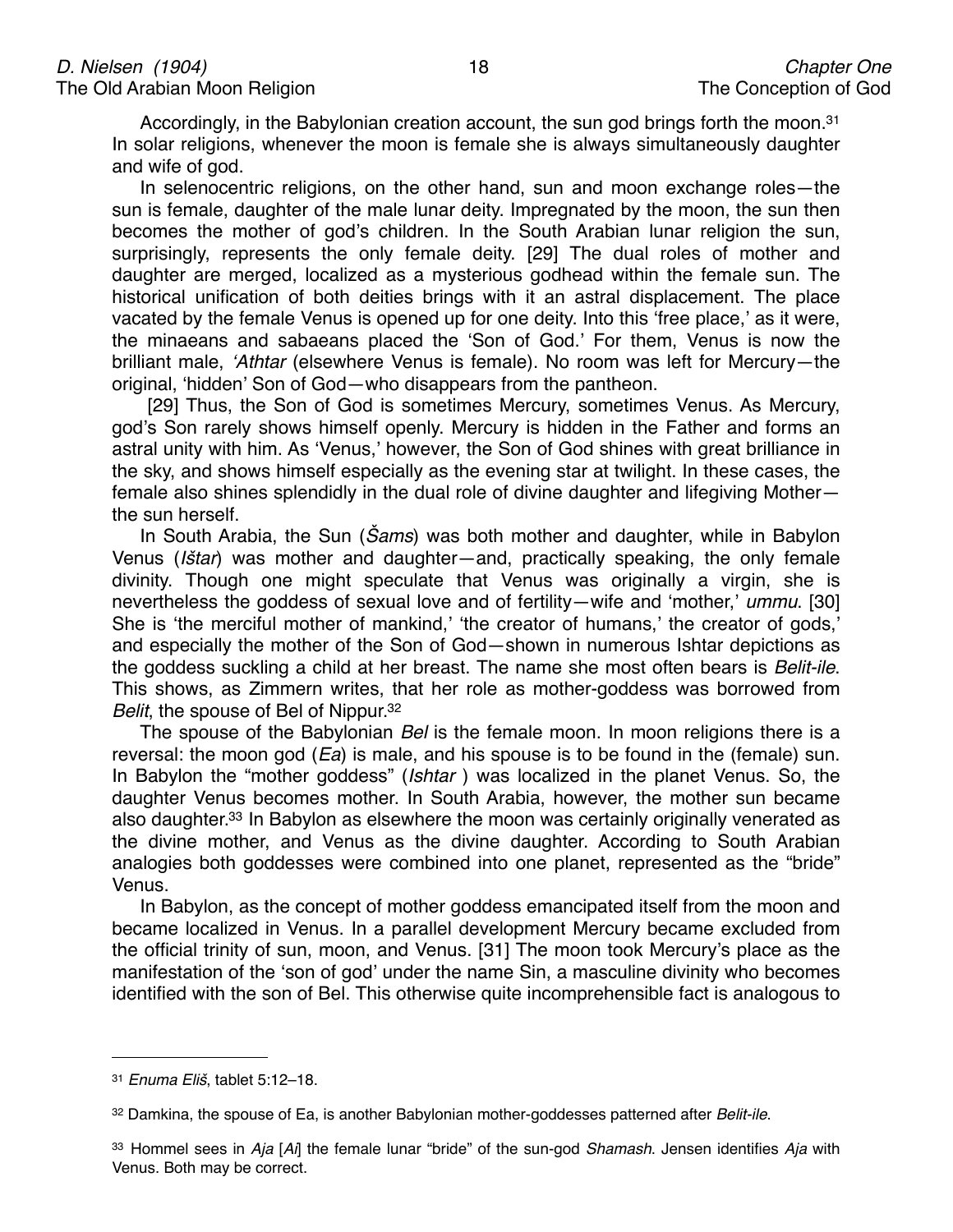Accordingly, in the Babylonian creation account, the sun god brings forth the moon.[31] In solar religions, whenever the moon is female she is always simultaneously daughter and wife of god.

In selenocentric religions, on the other hand, sun and moon exchange roles—the sun is female, daughter of the male lunar deity. Impregnated by the moon, the sun then becomes the mother of god's children. In the South Arabian lunar religion the sun, surprisingly, represents the only female deity. [29] The dual roles of mother and daughter are merged, localized as a mysterious godhead within the female sun. The historical unification of both deities brings with it an astral displacement. The place vacated by the female Venus is opened up for one deity. Into this 'free place,' as it were, the minaeans and sabaeans placed the 'Son of God.' For them, Venus is now the brilliant male, *'Athtar* (elsewhere Venus is female). No room was left for Mercury—the original, 'hidden' Son of God—who disappears from the pantheon.

[29] Thus, the Son of God is sometimes Mercury, sometimes Venus. As Mercury, god's Son rarely shows himself openly. Mercury is hidden in the Father and forms an astral unity with him. As 'Venus,' however, the Son of God shines with great brilliance in the sky, and shows himself especially as the evening star at twilight. In these cases, the female also shines splendidly in the dual role of divine daughter and lifegiving Mother—the sun herself.

In South Arabia, the Sun (*Šams*) was both mother and daughter, while in Babylon Venus (*Ištar*) was mother and daughter—and, practically speaking, the only female divinity. Though one might speculate that Venus was originally a virgin, she is nevertheless the goddess of sexual love and of fertility—wife and 'mother,' *ummu*. [30] She is 'the merciful mother of mankind,' 'the creator of humans,' the creator of gods,' and especially the mother of the Son of God—shown in numerous Ishtar depictions as the goddess suckling a child at her breast. The name she most often bears is *Belit-ile*. This shows, as Zimmern writes, that her role as mother-goddess was borrowed from *Belit*, the spouse of Bel of Nippur.[32]

The spouse of the Babylonian *Bel* is the female moon. In moon religions there is a reversal: the moon god (*Ea*) is male, and his spouse is to be found in the (female) sun. In Babylon the "mother goddess" (*Ishtar* ) was localized in the planet Venus. So, the daughter Venus becomes mother. In South Arabia, however, the mother sun became also daughter.[33] In Babylon as elsewhere the moon was certainly originally venerated as the divine mother, and Venus as the divine daughter. According to South Arabian analogies both goddesses were combined into one planet, represented as the "bride" Venus.

In Babylon, as the concept of mother goddess emancipated itself from the moon and became localized in Venus. In a parallel development Mercury became excluded from the official trinity of sun, moon, and Venus. [31] The moon took Mercury's place as the manifestation of the 'son of god' under the name Sin, a masculine divinity who becomes identified with the son of Bel. This otherwise quite incomprehensible fact is analogous to

---

[31] *Enuma Eliš*, tablet 5:12–18.

[32] Damkina, the spouse of Ea, is another Babylonian mother-goddesses patterned after *Belit-ile*.

[33] Hommel sees in *Aja* [*Ai*] the female lunar "bride" of the sun-god *Shamash*. Jensen identifies *Aja* with Venus. Both may be correct.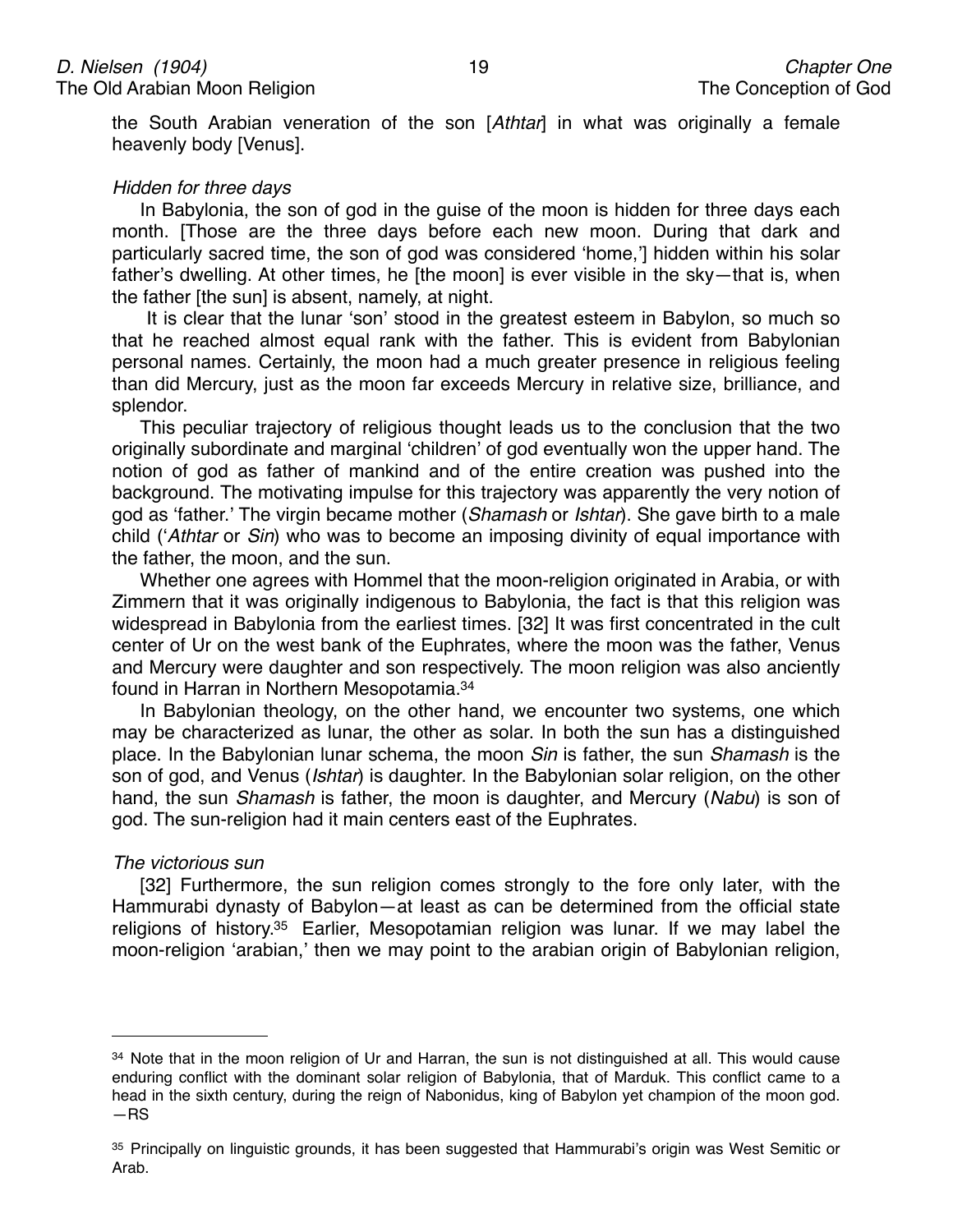the South Arabian veneration of the son [*Athtar*] in what was originally a female heavenly body [Venus].

*Hidden for three days*

In Babylonia, the son of god in the guise of the moon is hidden for three days each month. [Those are the three days before each new moon. During that dark and particularly sacred time, the son of god was considered 'home,'] hidden within his solar father's dwelling. At other times, he [the moon] is ever visible in the sky—that is, when the father [the sun] is absent, namely, at night.

It is clear that the lunar 'son' stood in the greatest esteem in Babylon, so much so that he reached almost equal rank with the father. This is evident from Babylonian personal names. Certainly, the moon had a much greater presence in religious feeling than did Mercury, just as the moon far exceeds Mercury in relative size, brilliance, and splendor.

This peculiar trajectory of religious thought leads us to the conclusion that the two originally subordinate and marginal 'children' of god eventually won the upper hand. The notion of god as father of mankind and of the entire creation was pushed into the background. The motivating impulse for this trajectory was apparently the very notion of god as 'father.' The virgin became mother (*Shamash* or *Ishtar*). She gave birth to a male child ('*Athtar* or *Sin*) who was to become an imposing divinity of equal importance with the father, the moon, and the sun.

Whether one agrees with Hommel that the moon-religion originated in Arabia, or with Zimmern that it was originally indigenous to Babylonia, the fact is that this religion was widespread in Babylonia from the earliest times. [32] It was first concentrated in the cult center of Ur on the west bank of the Euphrates, where the moon was the father, Venus and Mercury were daughter and son respectively. The moon religion was also anciently found in Harran in Northern Mesopotamia.[34]

In Babylonian theology, on the other hand, we encounter two systems, one which may be characterized as lunar, the other as solar. In both the sun has a distinguished place. In the Babylonian lunar schema, the moon *Sin* is father, the sun *Shamash* is the son of god, and Venus (*Ishtar*) is daughter. In the Babylonian solar religion, on the other hand, the sun *Shamash* is father, the moon is daughter, and Mercury (*Nabu*) is son of god. The sun-religion had it main centers east of the Euphrates.

*The victorious sun*

[32] Furthermore, the sun religion comes strongly to the fore only later, with the Hammurabi dynasty of Babylon—at least as can be determined from the official state religions of history.[35] Earlier, Mesopotamian religion was lunar. If we may label the moon-religion 'arabian,' then we may point to the arabian origin of Babylonian religion,

---

[34] Note that in the moon religion of Ur and Harran, the sun is not distinguished at all. This would cause enduring conflict with the dominant solar religion of Babylonia, that of Marduk. This conflict came to a head in the sixth century, during the reign of Nabonidus, king of Babylon yet champion of the moon god. —RS

[35] Principally on linguistic grounds, it has been suggested that Hammurabi's origin was West Semitic or Arab.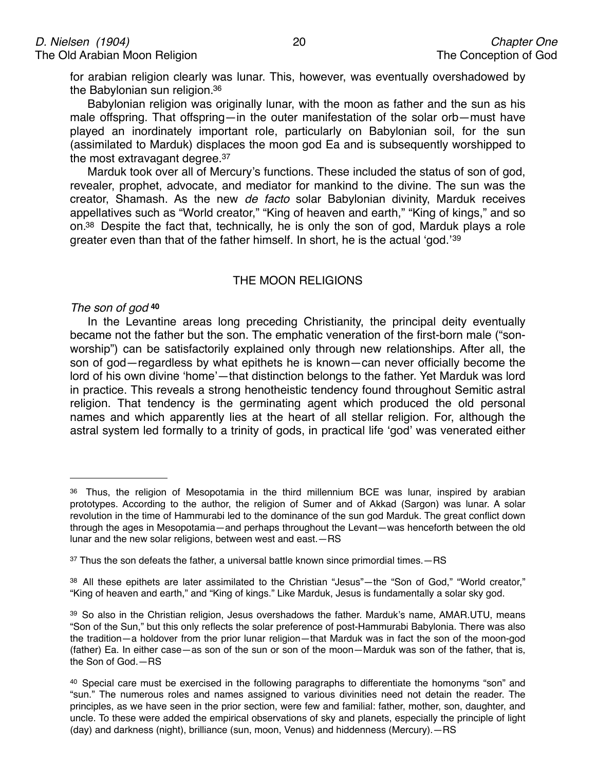for arabian religion clearly was lunar. This, however, was eventually overshadowed by the Babylonian sun religion.[36]

Babylonian religion was originally lunar, with the moon as father and the sun as his male offspring. That offspring—in the outer manifestation of the solar orb—must have played an inordinately important role, particularly on Babylonian soil, for the sun (assimilated to Marduk) displaces the moon god Ea and is subsequently worshipped to the most extravagant degree.[37]

Marduk took over all of Mercury's functions. These included the status of son of god, revealer, prophet, advocate, and mediator for mankind to the divine. The sun was the creator, Shamash. As the new *de facto* solar Babylonian divinity, Marduk receives appellatives such as "World creator," "King of heaven and earth," "King of kings," and so on.[38] Despite the fact that, technically, he is only the son of god, Marduk plays a role greater even than that of the father himself. In short, he is the actual 'god.'[39]

## THE MOON RELIGIONS

*The son of god* **[40]**

In the Levantine areas long preceding Christianity, the principal deity eventually became not the father but the son. The emphatic veneration of the first-born male ("son-worship") can be satisfactorily explained only through new relationships. After all, the son of god—regardless by what epithets he is known—can never officially become the lord of his own divine 'home'—that distinction belongs to the father. Yet Marduk was lord in practice. This reveals a strong henotheistic tendency found throughout Semitic astral religion. That tendency is the germinating agent which produced the old personal names and which apparently lies at the heart of all stellar religion. For, although the astral system led formally to a trinity of gods, in practical life 'god' was venerated either

---

[36] Thus, the religion of Mesopotamia in the third millennium BCE was lunar, inspired by arabian prototypes. According to the author, the religion of Sumer and of Akkad (Sargon) was lunar. A solar revolution in the time of Hammurabi led to the dominance of the sun god Marduk. The great conflict down through the ages in Mesopotamia—and perhaps throughout the Levant—was henceforth between the old lunar and the new solar religions, between west and east.—RS

[37] Thus the son defeats the father, a universal battle known since primordial times.—RS

[38] All these epithets are later assimilated to the Christian "Jesus"—the "Son of God," "World creator," "King of heaven and earth," and "King of kings." Like Marduk, Jesus is fundamentally a solar sky god.

[39] So also in the Christian religion, Jesus overshadows the father. Marduk's name, AMAR.UTU, means "Son of the Sun," but this only reflects the solar preference of post-Hammurabi Babylonia. There was also the tradition—a holdover from the prior lunar religion—that Marduk was in fact the son of the moon-god (father) Ea. In either case—as son of the sun or son of the moon—Marduk was son of the father, that is, the Son of God.—RS

[40] Special care must be exercised in the following paragraphs to differentiate the homonyms "son" and "sun." The numerous roles and names assigned to various divinities need not detain the reader. The principles, as we have seen in the prior section, were few and familial: father, mother, son, daughter, and uncle. To these were added the empirical observations of sky and planets, especially the principle of light (day) and darkness (night), brilliance (sun, moon, Venus) and hiddenness (Mercury).—RS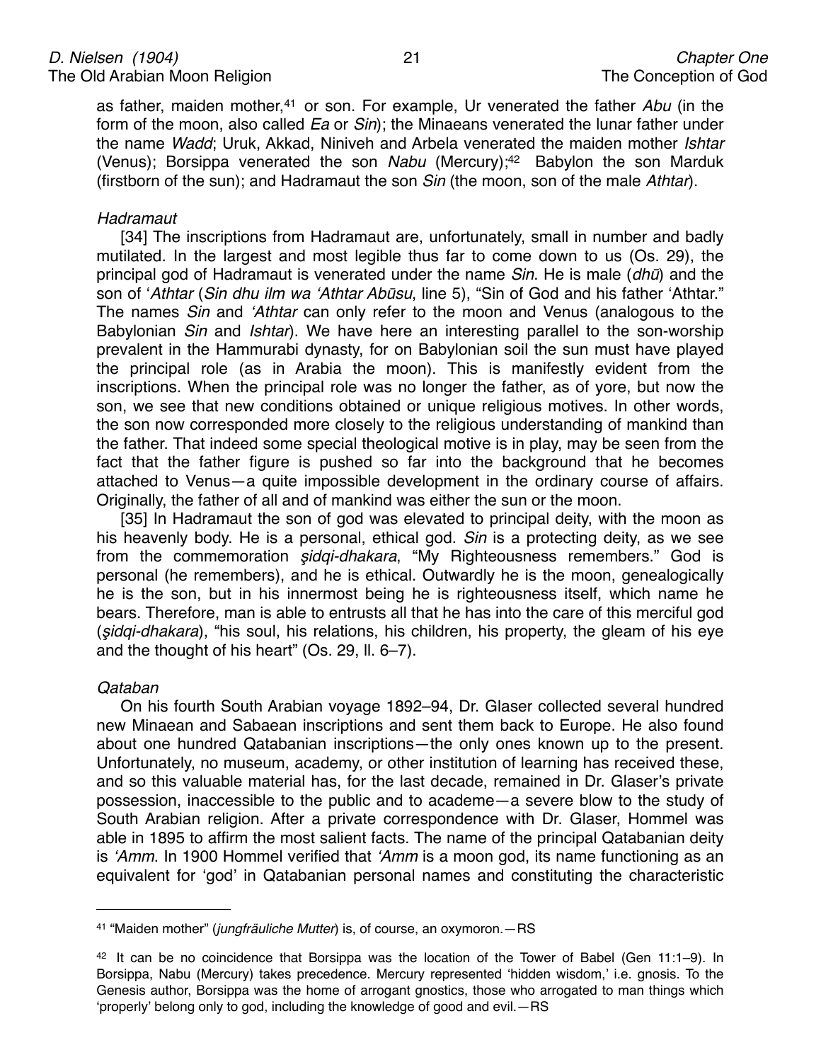as father, maiden mother,[41] or son. For example, Ur venerated the father *Abu* (in the form of the moon, also called *Ea* or *Sin*); the Minaeans venerated the lunar father under the name *Wadd*; Uruk, Akkad, Niniveh and Arbela venerated the maiden mother *Ishtar* (Venus); Borsippa venerated the son *Nabu* (Mercury);[42] Babylon the son Marduk (firstborn of the sun); and Hadramaut the son *Sin* (the moon, son of the male *Athtar*).

*Hadramaut*

[34] The inscriptions from Hadramaut are, unfortunately, small in number and badly mutilated. In the largest and most legible thus far to come down to us (Os. 29), the principal god of Hadramaut is venerated under the name *Sin*. He is male (*dhū*) and the son of '*Athtar* (*Sin dhu ilm wa 'Athtar Abūsu*, line 5), "Sin of God and his father 'Athtar." The names *Sin* and *'Athtar* can only refer to the moon and Venus (analogous to the Babylonian *Sin* and *Ishtar*). We have here an interesting parallel to the son-worship prevalent in the Hammurabi dynasty, for on Babylonian soil the sun must have played the principal role (as in Arabia the moon). This is manifestly evident from the inscriptions. When the principal role was no longer the father, as of yore, but now the son, we see that new conditions obtained or unique religious motives. In other words, the son now corresponded more closely to the religious understanding of mankind than the father. That indeed some special theological motive is in play, may be seen from the fact that the father figure is pushed so far into the background that he becomes attached to Venus—a quite impossible development in the ordinary course of affairs. Originally, the father of all and of mankind was either the sun or the moon.

[35] In Hadramaut the son of god was elevated to principal deity, with the moon as his heavenly body. He is a personal, ethical god. *Sin* is a protecting deity, as we see from the commemoration *ṣidqi-dhakara*, "My Righteousness remembers." God is personal (he remembers), and he is ethical. Outwardly he is the moon, genealogically he is the son, but in his innermost being he is righteousness itself, which name he bears. Therefore, man is able to entrusts all that he has into the care of this merciful god (*ṣidqi-dhakara*), "his soul, his relations, his children, his property, the gleam of his eye and the thought of his heart" (Os. 29, ll. 6–7).

*Qataban*

On his fourth South Arabian voyage 1892–94, Dr. Glaser collected several hundred new Minaean and Sabaean inscriptions and sent them back to Europe. He also found about one hundred Qatabanian inscriptions—the only ones known up to the present. Unfortunately, no museum, academy, or other institution of learning has received these, and so this valuable material has, for the last decade, remained in Dr. Glaser's private possession, inaccessible to the public and to academe—a severe blow to the study of South Arabian religion. After a private correspondence with Dr. Glaser, Hommel was able in 1895 to affirm the most salient facts. The name of the principal Qatabanian deity is *'Amm*. In 1900 Hommel verified that *'Amm* is a moon god, its name functioning as an equivalent for 'god' in Qatabanian personal names and constituting the characteristic

---

[41] "Maiden mother" (*jungfräuliche Mutter*) is, of course, an oxymoron.—RS

[42] It can be no coincidence that Borsippa was the location of the Tower of Babel (Gen 11:1–9). In Borsippa, Nabu (Mercury) takes precedence. Mercury represented 'hidden wisdom,' i.e. gnosis. To the Genesis author, Borsippa was the home of arrogant gnostics, those who arrogated to man things which 'properly' belong only to god, including the knowledge of good and evil.—RS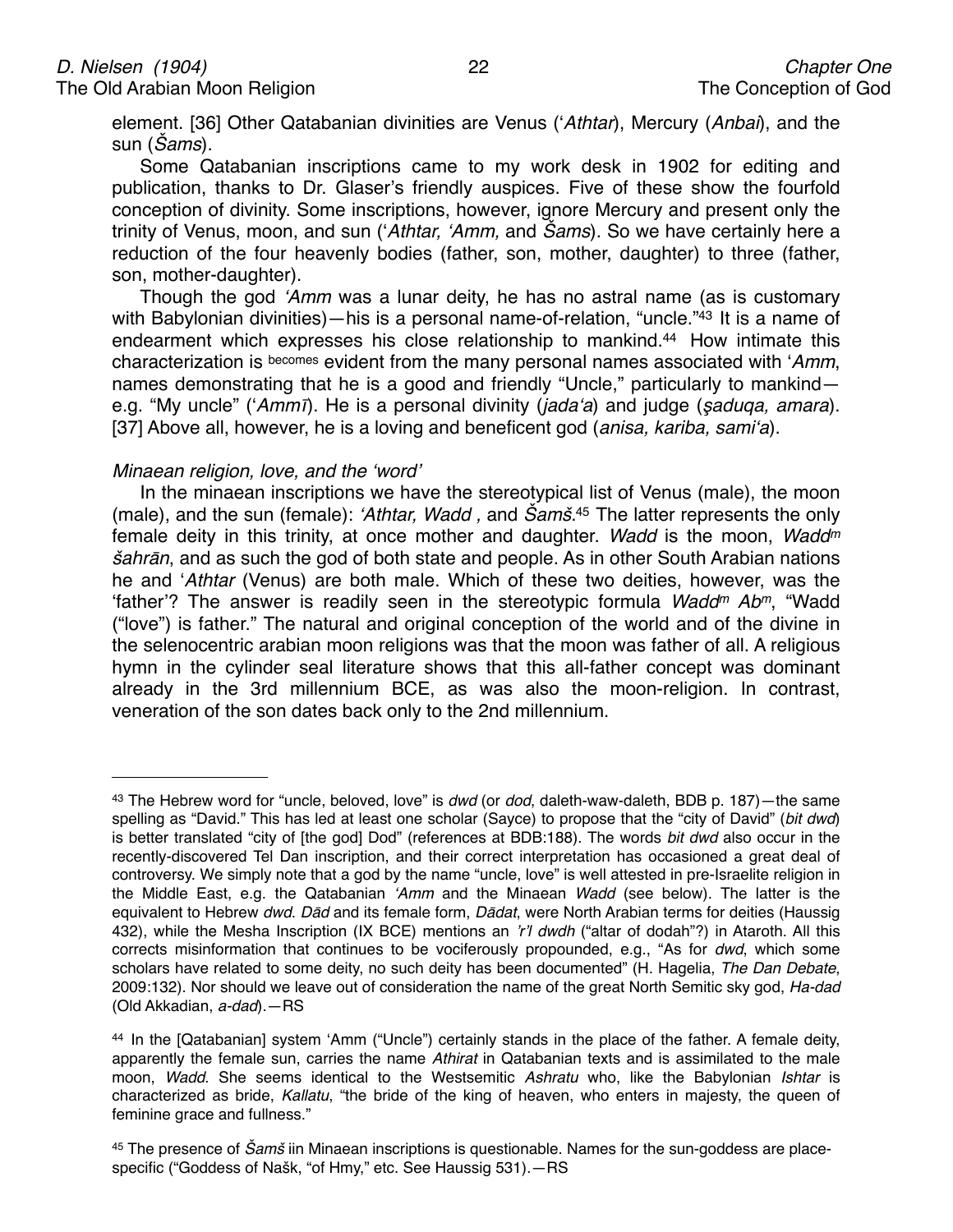element. [36] Other Qatabanian divinities are Venus (*'Athtar*), Mercury (*Anbai*), and the sun (*Šams*).

Some Qatabanian inscriptions came to my work desk in 1902 for editing and publication, thanks to Dr. Glaser's friendly auspices. Five of these show the fourfold conception of divinity. Some inscriptions, however, ignore Mercury and present only the trinity of Venus, moon, and sun (*'Athtar, 'Amm,* and *Šams*). So we have certainly here a reduction of the four heavenly bodies (father, son, mother, daughter) to three (father, son, mother-daughter).

Though the god *'Amm* was a lunar deity, he has no astral name (as is customary with Babylonian divinities)—his is a personal name-of-relation, "uncle."[43] It is a name of endearment which expresses his close relationship to mankind.[44] How intimate this characterization is becomes evident from the many personal names associated with *'Amm*, names demonstrating that he is a good and friendly "Uncle," particularly to mankind—e.g. "My uncle" (*'Ammī*). He is a personal divinity (*jada'a*) and judge (*ṣaduqa, amara*). [37] Above all, however, he is a loving and beneficent god (*anisa, kariba, sami'a*).

*Minaean religion, love, and the 'word'*

In the minaean inscriptions we have the stereotypical list of Venus (male), the moon (male), and the sun (female): *'Athtar, Wadd ,* and *Šamš*.[45] The latter represents the only female deity in this trinity, at once mother and daughter. *Wadd* is the moon, *Wadd*[m] *šahrān*, and as such the god of both state and people. As in other South Arabian nations he and *'Athtar* (Venus) are both male. Which of these two deities, however, was the 'father'? The answer is readily seen in the stereotypic formula *Wadd*[m] *Ab*[m], "Wadd ("love") is father." The natural and original conception of the world and of the divine in the selenocentric arabian moon religions was that the moon was father of all. A religious hymn in the cylinder seal literature shows that this all-father concept was dominant already in the 3rd millennium BCE, as was also the moon-religion. In contrast, veneration of the son dates back only to the 2nd millennium.

---

[43] The Hebrew word for "uncle, beloved, love" is *dwd* (or *dod*, daleth-waw-daleth, BDB p. 187)—the same spelling as "David." This has led at least one scholar (Sayce) to propose that the "city of David" (*bit dwd*) is better translated "city of [the god] Dod" (references at BDB:188). The words *bit dwd* also occur in the recently-discovered Tel Dan inscription, and their correct interpretation has occasioned a great deal of controversy. We simply note that a god by the name "uncle, love" is well attested in pre-Israelite religion in the Middle East, e.g. the Qatabanian *'Amm* and the Minaean *Wadd* (see below). The latter is the equivalent to Hebrew *dwd*. *Dād* and its female form, *Dādat*, were North Arabian terms for deities (Haussig 432), while the Mesha Inscription (IX BCE) mentions an *'r'l dwdh* ("altar of dodah"?) in Ataroth. All this corrects misinformation that continues to be vociferously propounded, e.g., "As for *dwd*, which some scholars have related to some deity, no such deity has been documented" (H. Hagelia, *The Dan Debate*, 2009:132). Nor should we leave out of consideration the name of the great North Semitic sky god, *Ha-dad* (Old Akkadian, *a-dad*).—RS

[44] In the [Qatabanian] system 'Amm ("Uncle") certainly stands in the place of the father. A female deity, apparently the female sun, carries the name *Athirat* in Qatabanian texts and is assimilated to the male moon, *Wadd*. She seems identical to the Westsemitic *Ashratu* who, like the Babylonian *Ishtar* is characterized as bride, *Kallatu*, "the bride of the king of heaven, who enters in majesty, the queen of feminine grace and fullness."

[45] The presence of *Šamš* iin Minaean inscriptions is questionable. Names for the sun-goddess are place-specific ("Goddess of Našk, "of Hmy," etc. See Haussig 531).—RS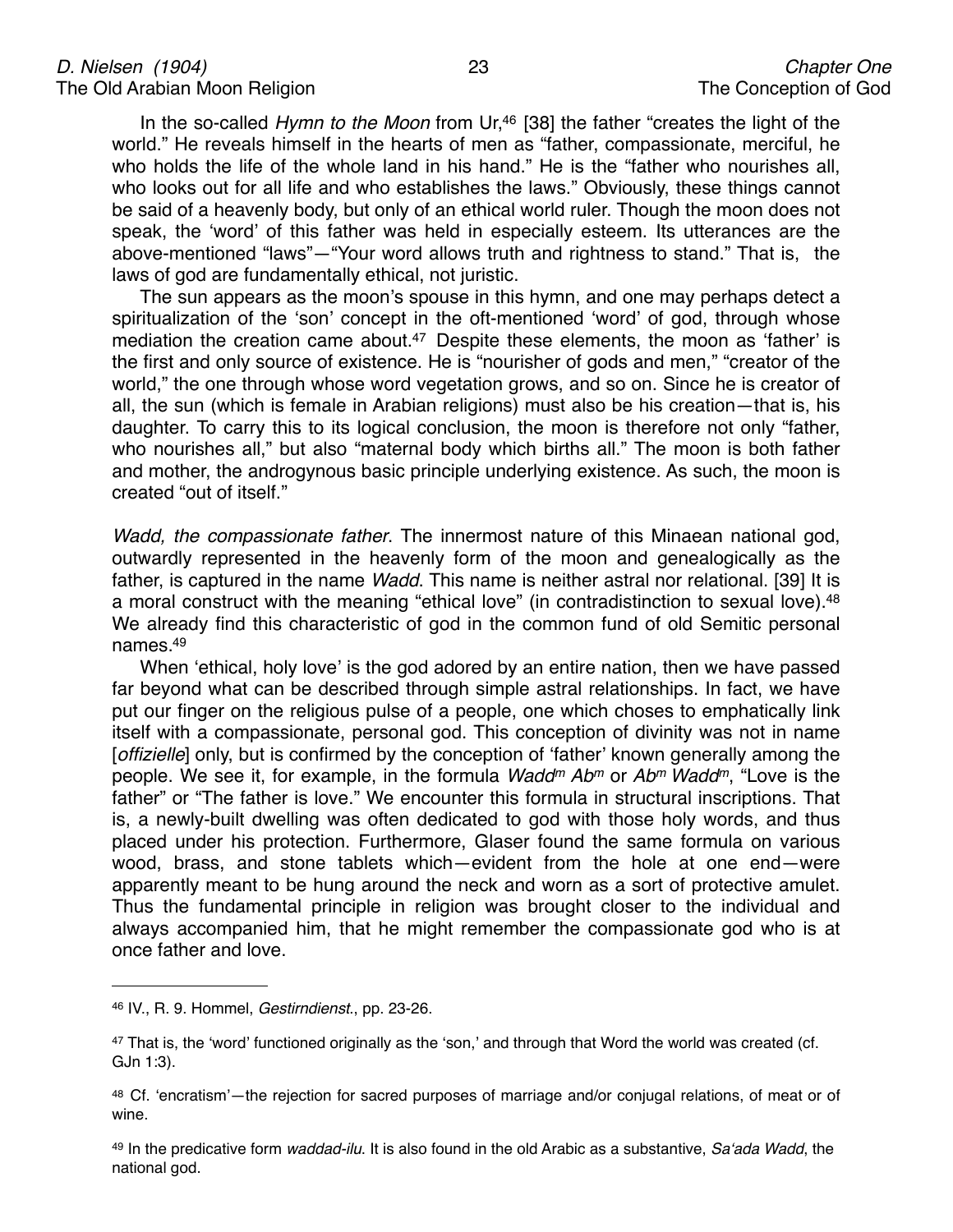In the so-called *Hymn to the Moon* from Ur,[46] [38] the father "creates the light of the world." He reveals himself in the hearts of men as "father, compassionate, merciful, he who holds the life of the whole land in his hand." He is the "father who nourishes all, who looks out for all life and who establishes the laws." Obviously, these things cannot be said of a heavenly body, but only of an ethical world ruler. Though the moon does not speak, the 'word' of this father was held in especially esteem. Its utterances are the above-mentioned "laws"—"Your word allows truth and rightness to stand." That is, the laws of god are fundamentally ethical, not juristic.

The sun appears as the moon's spouse in this hymn, and one may perhaps detect a spiritualization of the 'son' concept in the oft-mentioned 'word' of god, through whose mediation the creation came about.[47] Despite these elements, the moon as 'father' is the first and only source of existence. He is "nourisher of gods and men," "creator of the world," the one through whose word vegetation grows, and so on. Since he is creator of all, the sun (which is female in Arabian religions) must also be his creation—that is, his daughter. To carry this to its logical conclusion, the moon is therefore not only "father, who nourishes all," but also "maternal body which births all." The moon is both father and mother, the androgynous basic principle underlying existence. As such, the moon is created "out of itself."

*Wadd, the compassionate father*. The innermost nature of this Minaean national god, outwardly represented in the heavenly form of the moon and genealogically as the father, is captured in the name *Wadd*. This name is neither astral nor relational. [39] It is a moral construct with the meaning "ethical love" (in contradistinction to sexual love).[48] We already find this characteristic of god in the common fund of old Semitic personal names.[49]

When 'ethical, holy love' is the god adored by an entire nation, then we have passed far beyond what can be described through simple astral relationships. In fact, we have put our finger on the religious pulse of a people, one which choses to emphatically link itself with a compassionate, personal god. This conception of divinity was not in name [*offizielle*] only, but is confirmed by the conception of 'father' known generally among the people. We see it, for example, in the formula *Wadd*$^{m}$ *Ab*$^{m}$ or *Ab*$^{m}$ *Wadd*$^{m}$, "Love is the father" or "The father is love." We encounter this formula in structural inscriptions. That is, a newly-built dwelling was often dedicated to god with those holy words, and thus placed under his protection. Furthermore, Glaser found the same formula on various wood, brass, and stone tablets which—evident from the hole at one end—were apparently meant to be hung around the neck and worn as a sort of protective amulet. Thus the fundamental principle in religion was brought closer to the individual and always accompanied him, that he might remember the compassionate god who is at once father and love.

---

[46] IV., R. 9. Hommel, *Gestirndienst*., pp. 23-26.

[47] That is, the 'word' functioned originally as the 'son,' and through that Word the world was created (cf. GJn 1:3).

[48] Cf. 'encratism'—the rejection for sacred purposes of marriage and/or conjugal relations, of meat or of wine.

[49] In the predicative form *waddad-ilu*. It is also found in the old Arabic as a substantive, *Sa'ada Wadd*, the national god.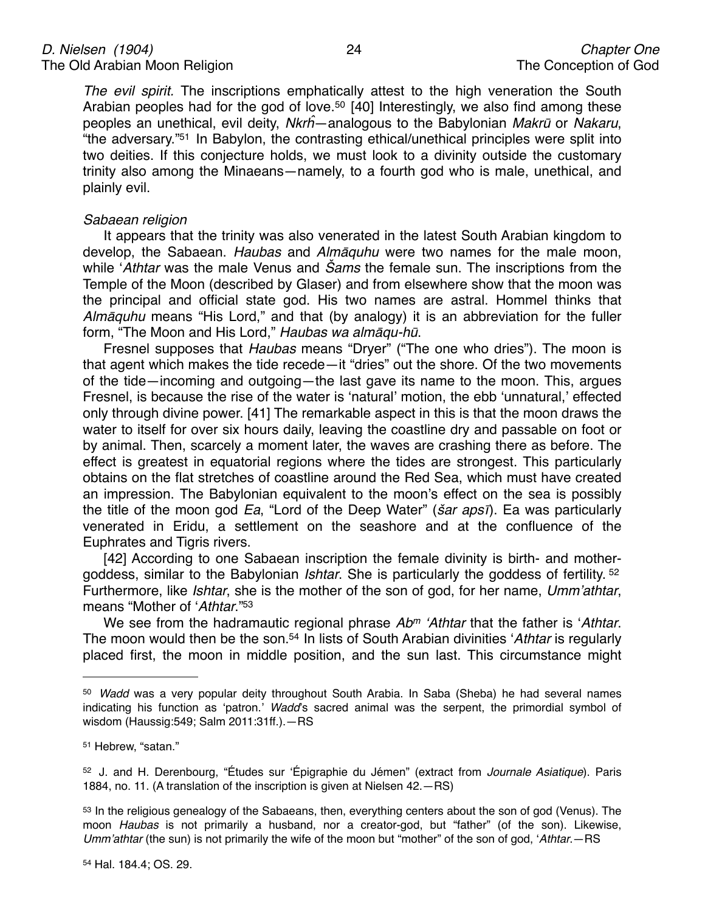*The evil spirit.* The inscriptions emphatically attest to the high veneration the South Arabian peoples had for the god of love.[50] [40] Interestingly, we also find among these peoples an unethical, evil deity, *Nkrḥ̂*—analogous to the Babylonian *Makrū* or *Nakaru*, "the adversary."[51] In Babylon, the contrasting ethical/unethical principles were split into two deities. If this conjecture holds, we must look to a divinity outside the customary trinity also among the Minaeans—namely, to a fourth god who is male, unethical, and plainly evil.

*Sabaean religion*

It appears that the trinity was also venerated in the latest South Arabian kingdom to develop, the Sabaean. *Haubas* and *Almāquhu* were two names for the male moon, while ʻ*Athtar* was the male Venus and *Šams* the female sun. The inscriptions from the Temple of the Moon (described by Glaser) and from elsewhere show that the moon was the principal and official state god. His two names are astral. Hommel thinks that *Almāquhu* means "His Lord," and that (by analogy) it is an abbreviation for the fuller form, "The Moon and His Lord," *Haubas wa almāqu-hū*.

Fresnel supposes that *Haubas* means "Dryer" ("The one who dries"). The moon is that agent which makes the tide recede—it "dries" out the shore. Of the two movements of the tide—incoming and outgoing—the last gave its name to the moon. This, argues Fresnel, is because the rise of the water is 'natural' motion, the ebb 'unnatural,' effected only through divine power. [41] The remarkable aspect in this is that the moon draws the water to itself for over six hours daily, leaving the coastline dry and passable on foot or by animal. Then, scarcely a moment later, the waves are crashing there as before. The effect is greatest in equatorial regions where the tides are strongest. This particularly obtains on the flat stretches of coastline around the Red Sea, which must have created an impression. The Babylonian equivalent to the moon's effect on the sea is possibly the title of the moon god *Ea*, "Lord of the Deep Water" (*šar apsī*). Ea was particularly venerated in Eridu, a settlement on the seashore and at the confluence of the Euphrates and Tigris rivers.

[42] According to one Sabaean inscription the female divinity is birth- and mother-goddess, similar to the Babylonian *Ishtar*. She is particularly the goddess of fertility.[52] Furthermore, like *Ishtar*, she is the mother of the son of god, for her name, *Umm'athtar*, means "Mother of ʻ*Athtar*."[53]

We see from the hadramautic regional phrase *Ab*$^{m}$ *ʻAthtar* that the father is ʻ*Athtar*. The moon would then be the son.[54] In lists of South Arabian divinities ʻ*Athtar* is regularly placed first, the moon in middle position, and the sun last. This circumstance might

---

[50] *Wadd* was a very popular deity throughout South Arabia. In Saba (Sheba) he had several names indicating his function as 'patron.' *Wadd*'s sacred animal was the serpent, the primordial symbol of wisdom (Haussig:549; Salm 2011:31ff.).—RS

[51] Hebrew, "satan."

[52] J. and H. Derenbourg, "Études sur 'Épigraphie du Jémen" (extract from *Journale Asiatique*). Paris 1884, no. 11. (A translation of the inscription is given at Nielsen 42.—RS)

[53] In the religious genealogy of the Sabaeans, then, everything centers about the son of god (Venus). The moon *Haubas* is not primarily a husband, nor a creator-god, but "father" (of the son). Likewise, *Umm'athtar* (the sun) is not primarily the wife of the moon but "mother" of the son of god, ʻ*Athtar*.—RS

[54] Hal. 184.4; OS. 29.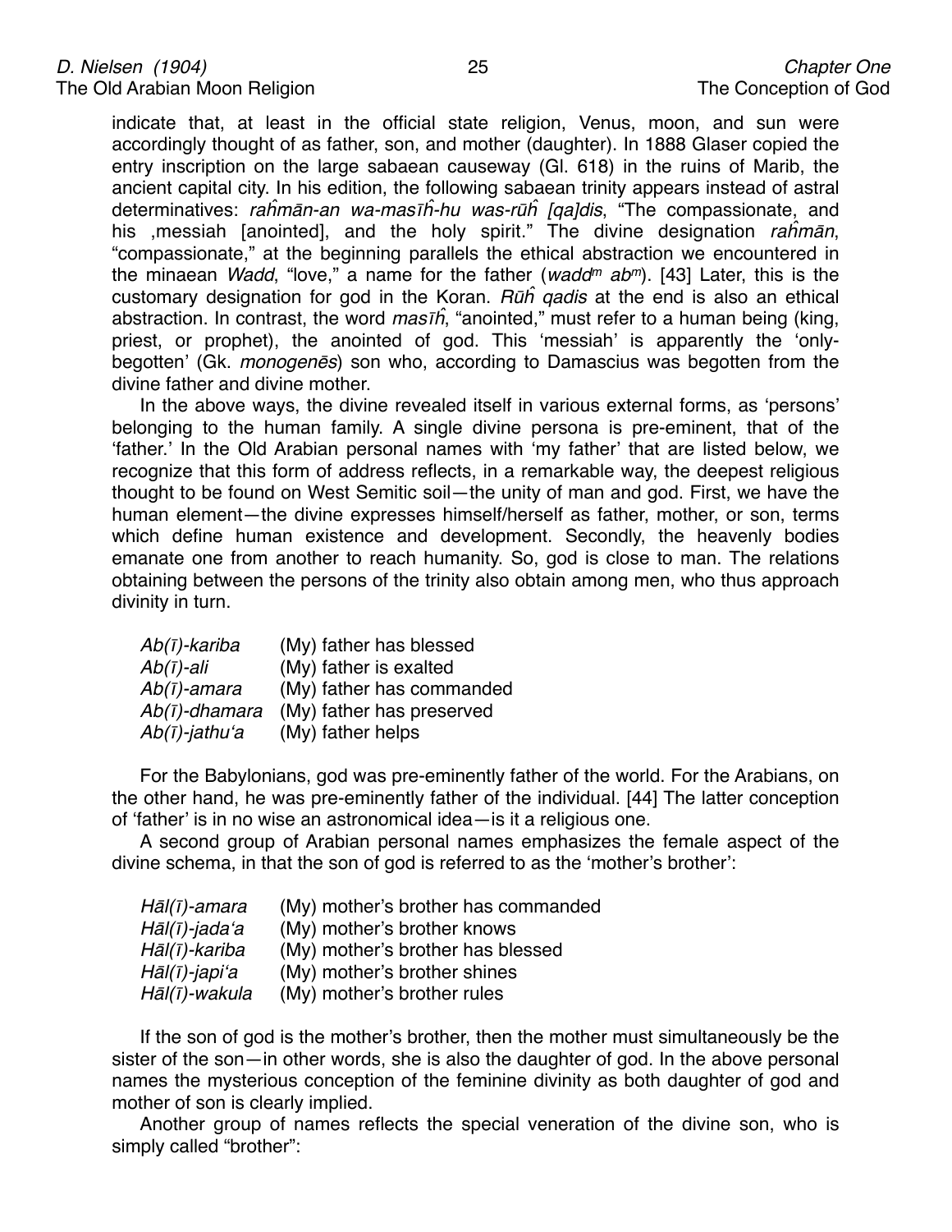indicate that, at least in the official state religion, Venus, moon, and sun were accordingly thought of as father, son, and mother (daughter). In 1888 Glaser copied the entry inscription on the large sabaean causeway (Gl. 618) in the ruins of Marib, the ancient capital city. In his edition, the following sabaean trinity appears instead of astral determinatives: *raĥmān-an wa-masīĥ-hu was-rūĥ [qa]dis*, "The compassionate, and his ‚messiah [anointed], and the holy spirit." The divine designation *raĥmān*, "compassionate," at the beginning parallels the ethical abstraction we encountered in the minaean *Wadd*, "love," a name for the father (*wadd*$^{m}$ *ab*$^{m}$). [43] Later, this is the customary designation for god in the Koran. *Rūĥ qadis* at the end is also an ethical abstraction. In contrast, the word *masīĥ*, "anointed," must refer to a human being (king, priest, or prophet), the anointed of god. This 'messiah' is apparently the 'only-begotten' (Gk. *monogenēs*) son who, according to Damascius was begotten from the divine father and divine mother.

In the above ways, the divine revealed itself in various external forms, as 'persons' belonging to the human family. A single divine persona is pre-eminent, that of the 'father.' In the Old Arabian personal names with 'my father' that are listed below, we recognize that this form of address reflects, in a remarkable way, the deepest religious thought to be found on West Semitic soil—the unity of man and god. First, we have the human element—the divine expresses himself/herself as father, mother, or son, terms which define human existence and development. Secondly, the heavenly bodies emanate one from another to reach humanity. So, god is close to man. The relations obtaining between the persons of the trinity also obtain among men, who thus approach divinity in turn.

| | |
|---|---|
| *Ab(ī)-kariba* | (My) father has blessed |
| *Ab(ī)-ali* | (My) father is exalted |
| *Ab(ī)-amara* | (My) father has commanded |
| *Ab(ī)-dhamara* | (My) father has preserved |
| *Ab(ī)-jathu'a* | (My) father helps |

For the Babylonians, god was pre-eminently father of the world. For the Arabians, on the other hand, he was pre-eminently father of the individual. [44] The latter conception of 'father' is in no wise an astronomical idea—is it a religious one.

A second group of Arabian personal names emphasizes the female aspect of the divine schema, in that the son of god is referred to as the 'mother's brother':

| | |
|---|---|
| *Hāl(ī)-amara* | (My) mother's brother has commanded |
| *Hāl(ī)-jada'a* | (My) mother's brother knows |
| *Hāl(ī)-kariba* | (My) mother's brother has blessed |
| *Hāl(ī)-japi'a* | (My) mother's brother shines |
| *Hāl(ī)-wakula* | (My) mother's brother rules |

If the son of god is the mother's brother, then the mother must simultaneously be the sister of the son—in other words, she is also the daughter of god. In the above personal names the mysterious conception of the feminine divinity as both daughter of god and mother of son is clearly implied.

Another group of names reflects the special veneration of the divine son, who is simply called "brother":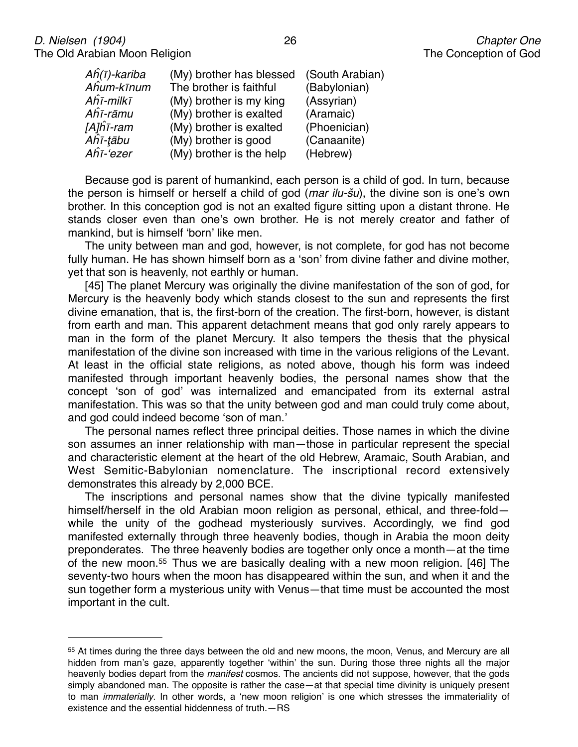| | | |
|---|---|---|
| *Aḫ(ī)-kariba* | (My) brother has blessed | (South Arabian) |
| *Aḫum-kīnum* | The brother is faithful | (Babylonian) |
| *Aḫī-milkī* | (My) brother is my king | (Assyrian) |
| *Aḫī-rāmu* | (My) brother is exalted | (Aramaic) |
| *[A]ḫī-ram* | (My) brother is exalted | (Phoenician) |
| *Aḫī-ṭābu* | (My) brother is good | (Canaanite) |
| *Aḫī-'ezer* | (My) brother is the help | (Hebrew) |

Because god is parent of humankind, each person is a child of god. In turn, because the person is himself or herself a child of god (*mar ilu-šu*), the divine son is one's own brother. In this conception god is not an exalted figure sitting upon a distant throne. He stands closer even than one's own brother. He is not merely creator and father of mankind, but is himself 'born' like men.

The unity between man and god, however, is not complete, for god has not become fully human. He has shown himself born as a 'son' from divine father and divine mother, yet that son is heavenly, not earthly or human.

[45] The planet Mercury was originally the divine manifestation of the son of god, for Mercury is the heavenly body which stands closest to the sun and represents the first divine emanation, that is, the first-born of the creation. The first-born, however, is distant from earth and man. This apparent detachment means that god only rarely appears to man in the form of the planet Mercury. It also tempers the thesis that the physical manifestation of the divine son increased with time in the various religions of the Levant. At least in the official state religions, as noted above, though his form was indeed manifested through important heavenly bodies, the personal names show that the concept 'son of god' was internalized and emancipated from its external astral manifestation. This was so that the unity between god and man could truly come about, and god could indeed become 'son of man.'

The personal names reflect three principal deities. Those names in which the divine son assumes an inner relationship with man—those in particular represent the special and characteristic element at the heart of the old Hebrew, Aramaic, South Arabian, and West Semitic-Babylonian nomenclature. The inscriptional record extensively demonstrates this already by 2,000 BCE.

The inscriptions and personal names show that the divine typically manifested himself/herself in the old Arabian moon religion as personal, ethical, and three-fold—while the unity of the godhead mysteriously survives. Accordingly, we find god manifested externally through three heavenly bodies, though in Arabia the moon deity preponderates. The three heavenly bodies are together only once a month—at the time of the new moon.[55] Thus we are basically dealing with a new moon religion. [46] The seventy-two hours when the moon has disappeared within the sun, and when it and the sun together form a mysterious unity with Venus—that time must be accounted the most important in the cult.

---

[55] At times during the three days between the old and new moons, the moon, Venus, and Mercury are all hidden from man's gaze, apparently together 'within' the sun. During those three nights all the major heavenly bodies depart from the *manifest* cosmos. The ancients did not suppose, however, that the gods simply abandoned man. The opposite is rather the case—at that special time divinity is uniquely present to man *immaterially*. In other words, a 'new moon religion' is one which stresses the immateriality of existence and the essential hiddenness of truth.—RS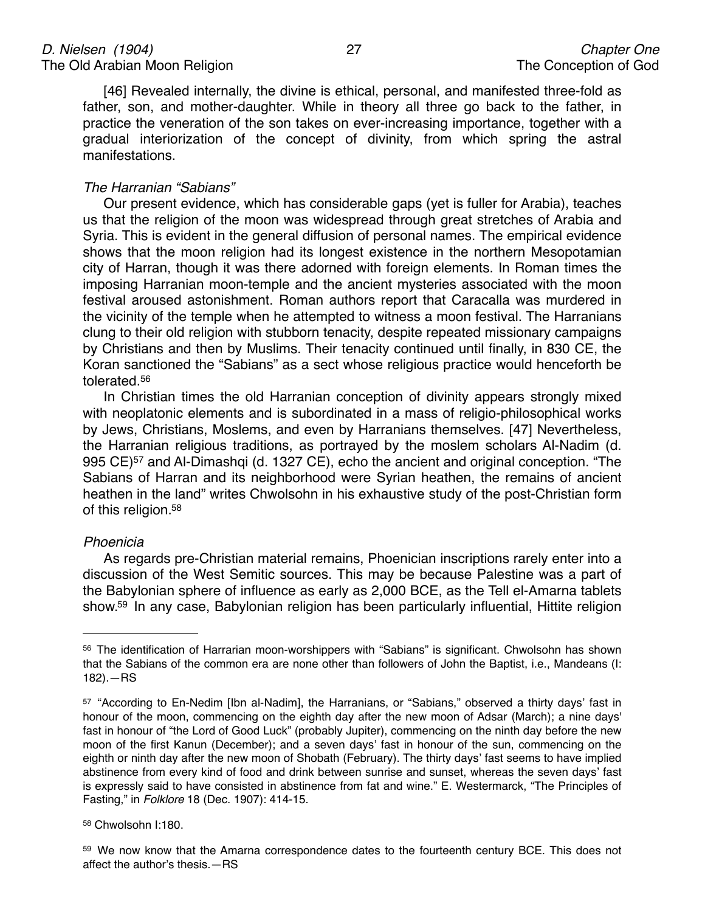[46] Revealed internally, the divine is ethical, personal, and manifested three-fold as father, son, and mother-daughter. While in theory all three go back to the father, in practice the veneration of the son takes on ever-increasing importance, together with a gradual interiorization of the concept of divinity, from which spring the astral manifestations.

### *The Harranian "Sabians"*

Our present evidence, which has considerable gaps (yet is fuller for Arabia), teaches us that the religion of the moon was widespread through great stretches of Arabia and Syria. This is evident in the general diffusion of personal names. The empirical evidence shows that the moon religion had its longest existence in the northern Mesopotamian city of Harran, though it was there adorned with foreign elements. In Roman times the imposing Harranian moon-temple and the ancient mysteries associated with the moon festival aroused astonishment. Roman authors report that Caracalla was murdered in the vicinity of the temple when he attempted to witness a moon festival. The Harranians clung to their old religion with stubborn tenacity, despite repeated missionary campaigns by Christians and then by Muslims. Their tenacity continued until finally, in 830 CE, the Koran sanctioned the "Sabians" as a sect whose religious practice would henceforth be tolerated.[56]

In Christian times the old Harranian conception of divinity appears strongly mixed with neoplatonic elements and is subordinated in a mass of religio-philosophical works by Jews, Christians, Moslems, and even by Harranians themselves. [47] Nevertheless, the Harranian religious traditions, as portrayed by the moslem scholars Al-Nadim (d. 995 CE)[57] and Al-Dimashqi (d. 1327 CE), echo the ancient and original conception. "The Sabians of Harran and its neighborhood were Syrian heathen, the remains of ancient heathen in the land" writes Chwolsohn in his exhaustive study of the post-Christian form of this religion.[58]

### *Phoenicia*

As regards pre-Christian material remains, Phoenician inscriptions rarely enter into a discussion of the West Semitic sources. This may be because Palestine was a part of the Babylonian sphere of influence as early as 2,000 BCE, as the Tell el-Amarna tablets show.[59] In any case, Babylonian religion has been particularly influential, Hittite religion

---

[56] The identification of Harrarian moon-worshippers with "Sabians" is significant. Chwolsohn has shown that the Sabians of the common era are none other than followers of John the Baptist, i.e., Mandeans (I: 182).—RS

[57] "According to En-Nedim [Ibn al-Nadim], the Harranians, or "Sabians," observed a thirty days' fast in honour of the moon, commencing on the eighth day after the new moon of Adsar (March); a nine days' fast in honour of "the Lord of Good Luck" (probably Jupiter), commencing on the ninth day before the new moon of the first Kanun (December); and a seven days' fast in honour of the sun, commencing on the eighth or ninth day after the new moon of Shobath (February). The thirty days' fast seems to have implied abstinence from every kind of food and drink between sunrise and sunset, whereas the seven days' fast is expressly said to have consisted in abstinence from fat and wine." E. Westermarck, "The Principles of Fasting," in *Folklore* 18 (Dec. 1907): 414-15.

[58] Chwolsohn I:180.

[59] We now know that the Amarna correspondence dates to the fourteenth century BCE. This does not affect the author's thesis.—RS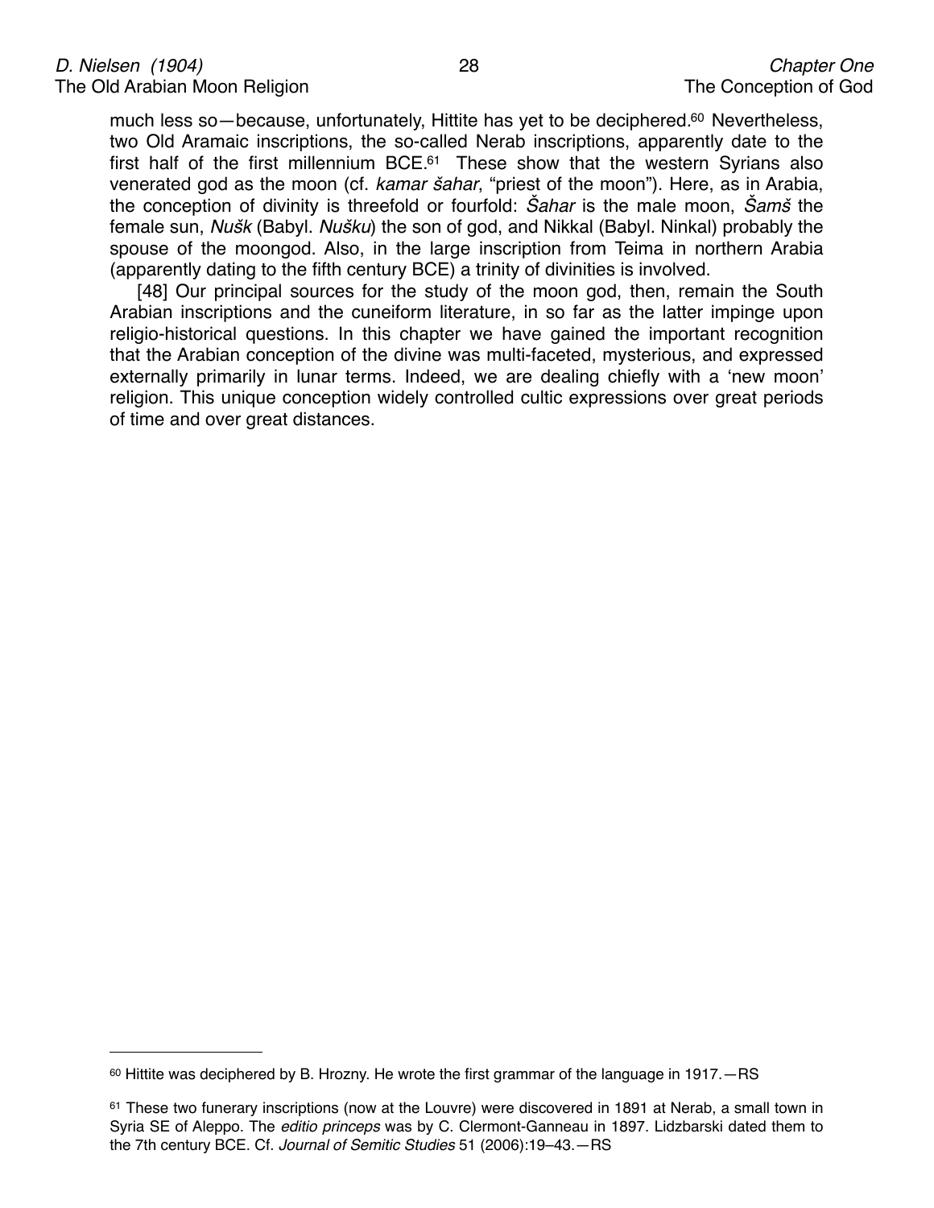much less so—because, unfortunately, Hittite has yet to be deciphered.[60] Nevertheless, two Old Aramaic inscriptions, the so-called Nerab inscriptions, apparently date to the first half of the first millennium BCE.[61] These show that the western Syrians also venerated god as the moon (cf. *kamar šahar*, "priest of the moon"). Here, as in Arabia, the conception of divinity is threefold or fourfold: *Šahar* is the male moon, *Šamš* the female sun, *Nušk* (Babyl. *Nušku*) the son of god, and Nikkal (Babyl. Ninkal) probably the spouse of the moongod. Also, in the large inscription from Teima in northern Arabia (apparently dating to the fifth century BCE) a trinity of divinities is involved.

[48] Our principal sources for the study of the moon god, then, remain the South Arabian inscriptions and the cuneiform literature, in so far as the latter impinge upon religio-historical questions. In this chapter we have gained the important recognition that the Arabian conception of the divine was multi-faceted, mysterious, and expressed externally primarily in lunar terms. Indeed, we are dealing chiefly with a 'new moon' religion. This unique conception widely controlled cultic expressions over great periods of time and over great distances.

---

[60] Hittite was deciphered by B. Hrozny. He wrote the first grammar of the language in 1917.—RS

[61] These two funerary inscriptions (now at the Louvre) were discovered in 1891 at Nerab, a small town in Syria SE of Aleppo. The *editio princeps* was by C. Clermont-Ganneau in 1897. Lidzbarski dated them to the 7th century BCE. Cf. *Journal of Semitic Studies* 51 (2006):19–43.—RS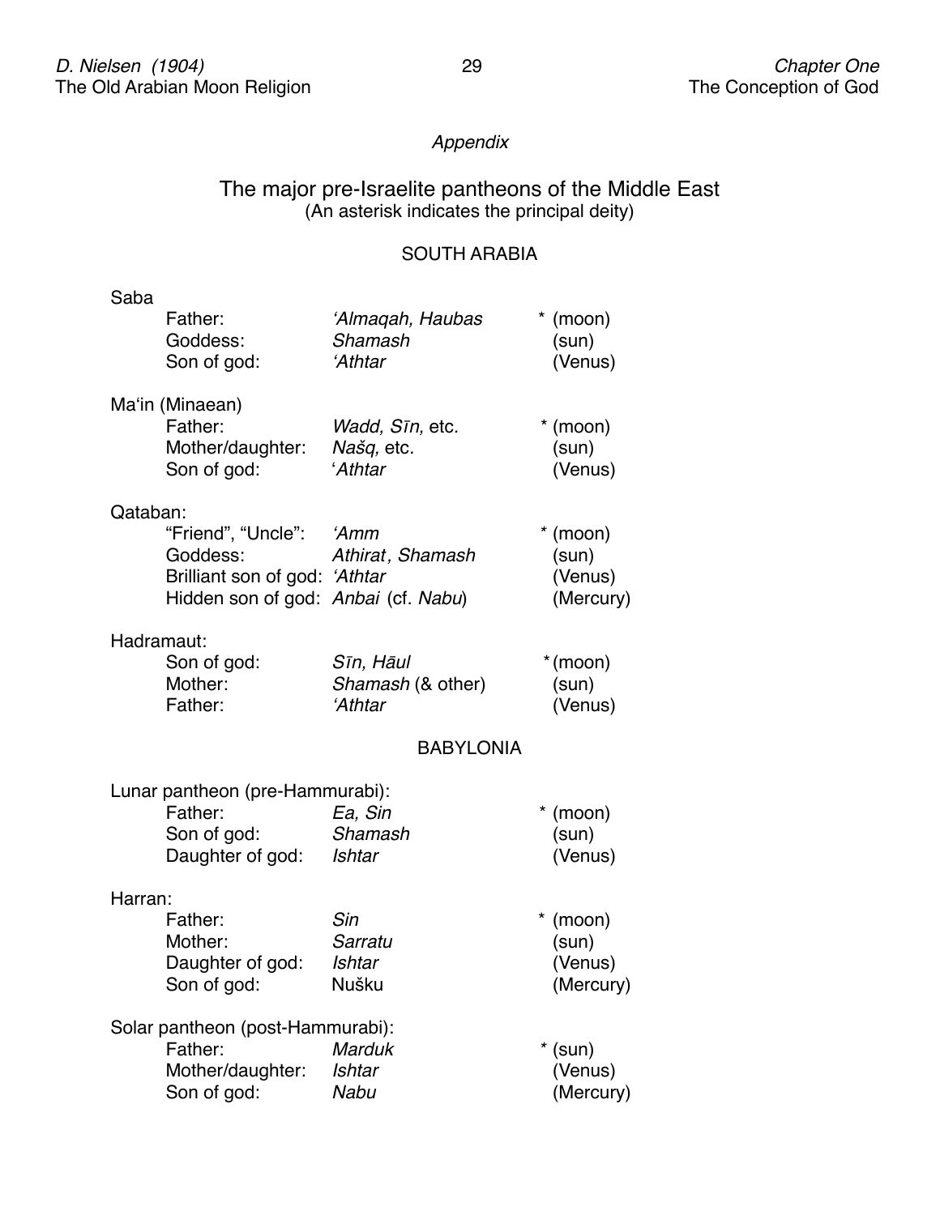*Appendix*

## The major pre-Israelite pantheons of the Middle East

(An asterisk indicates the principal deity)

### SOUTH ARABIA

Saba

| | | |
|---|---|---|
| Father: | *‘Almaqah, Haubas* | * (moon) |
| Goddess: | *Shamash* | (sun) |
| Son of god: | *‘Athtar* | (Venus) |

Ma‘in (Minaean)

| | | |
|---|---|---|
| Father: | *Wadd, Sīn,* etc. | * (moon) |
| Mother/daughter: | *Našq,* etc. | (sun) |
| Son of god: | ‘*Athtar* | (Venus) |

Qataban:

| | | |
|---|---|---|
| “Friend”, “Uncle”: | *‘Amm* | * (moon) |
| Goddess: | *Athirat, Shamash* | (sun) |
| Brilliant son of god: | *‘Athtar* | (Venus) |
| Hidden son of god: | *Anbai* (cf. *Nabu*) | (Mercury) |

Hadramaut:

| | | |
|---|---|---|
| Son of god: | *Sīn, Hāul* | * (moon) |
| Mother: | *Shamash* (& other) | (sun) |
| Father: | *‘Athtar* | (Venus) |

### BABYLONIA

Lunar pantheon (pre-Hammurabi):

| | | |
|---|---|---|
| Father: | *Ea, Sin* | * (moon) |
| Son of god: | *Shamash* | (sun) |
| Daughter of god: | *Ishtar* | (Venus) |

Harran:

| | | |
|---|---|---|
| Father: | *Sin* | * (moon) |
| Mother: | *Sarratu* | (sun) |
| Daughter of god: | *Ishtar* | (Venus) |
| Son of god: | Nušku | (Mercury) |

Solar pantheon (post-Hammurabi):

| | | |
|---|---|---|
| Father: | *Marduk* | * (sun) |
| Mother/daughter: | *Ishtar* | (Venus) |
| Son of god: | *Nabu* | (Mercury) |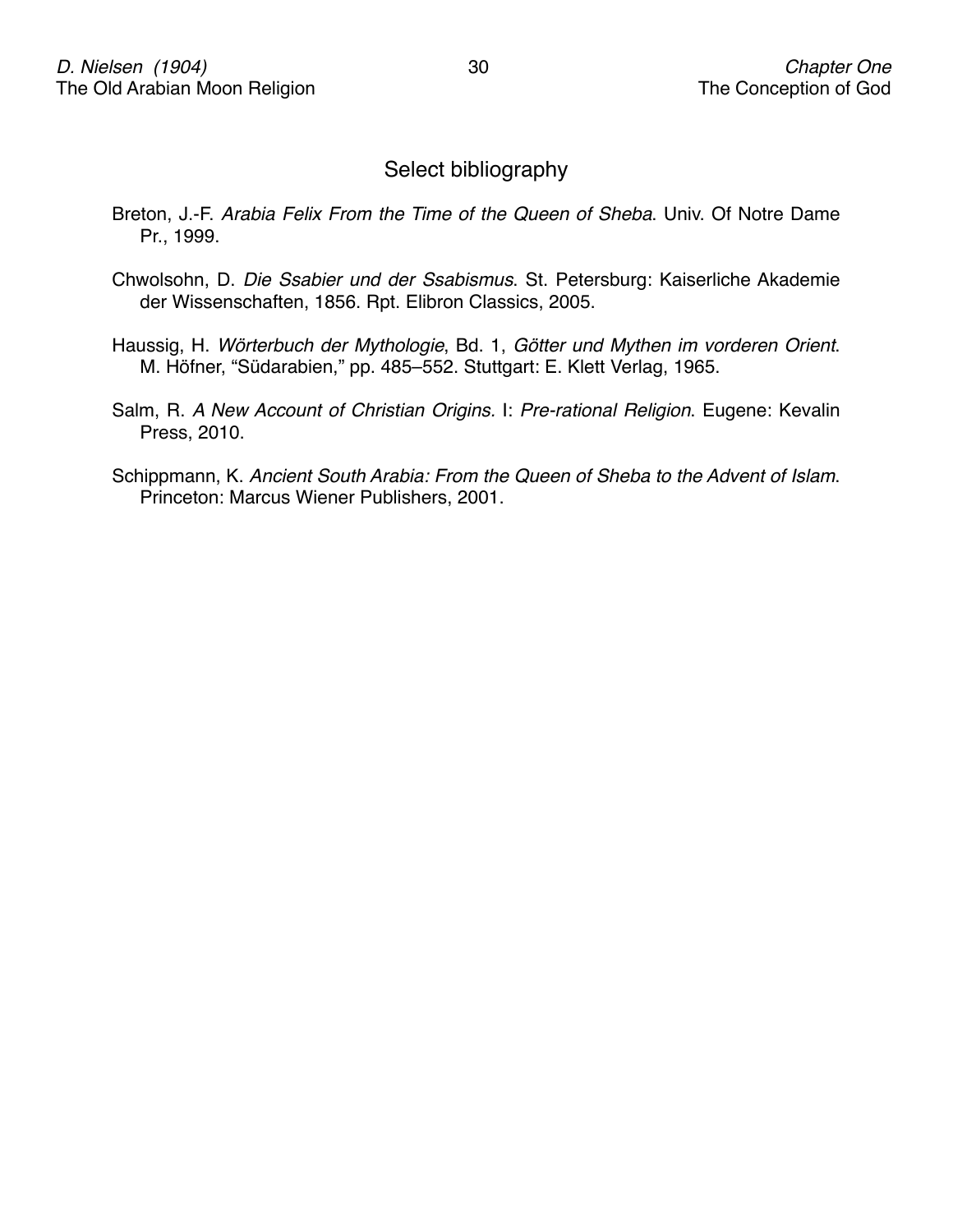## Select bibliography

Breton, J.-F. *Arabia Felix From the Time of the Queen of Sheba*. Univ. Of Notre Dame Pr., 1999.

Chwolsohn, D. *Die Ssabier und der Ssabismus*. St. Petersburg: Kaiserliche Akademie der Wissenschaften, 1856. Rpt. Elibron Classics, 2005.

Haussig, H. *Wörterbuch der Mythologie*, Bd. 1, *Götter und Mythen im vorderen Orient*. M. Höfner, "Südarabien," pp. 485–552. Stuttgart: E. Klett Verlag, 1965.

Salm, R. *A New Account of Christian Origins*. I: *Pre-rational Religion*. Eugene: Kevalin Press, 2010.

Schippmann, K. *Ancient South Arabia: From the Queen of Sheba to the Advent of Islam*. Princeton: Marcus Wiener Publishers, 2001.